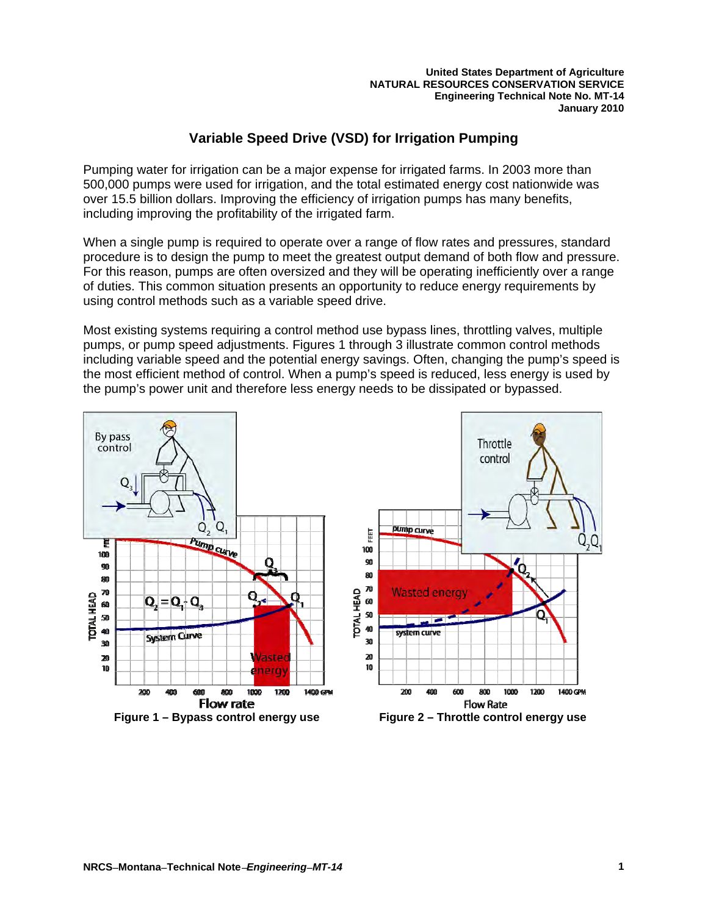United States Department of Agriculture
NATURAL RESOURCES CONSERVATION SERVICE
Engineering Technical Note No. MT-14
January 2010

# Variable Speed Drive (VSD) for Irrigation Pumping

Pumping water for irrigation can be a major expense for irrigated farms. In 2003 more than 500,000 pumps were used for irrigation, and the total estimated energy cost nationwide was over 15.5 billion dollars. Improving the efficiency of irrigation pumps has many benefits, including improving the profitability of the irrigated farm.

When a single pump is required to operate over a range of flow rates and pressures, standard procedure is to design the pump to meet the greatest output demand of both flow and pressure. For this reason, pumps are often oversized and they will be operating inefficiently over a range of duties. This common situation presents an opportunity to reduce energy requirements by using control methods such as a variable speed drive.

Most existing systems requiring a control method use bypass lines, throttling valves, multiple pumps, or pump speed adjustments. Figures 1 through 3 illustrate common control methods including variable speed and the potential energy savings. Often, changing the pump's speed is the most efficient method of control. When a pump's speed is reduced, less energy is used by the pump's power unit and therefore less energy needs to be dissipated or bypassed.

Figure 1 – Bypass control energy use

Figure 2 – Throttle control energy use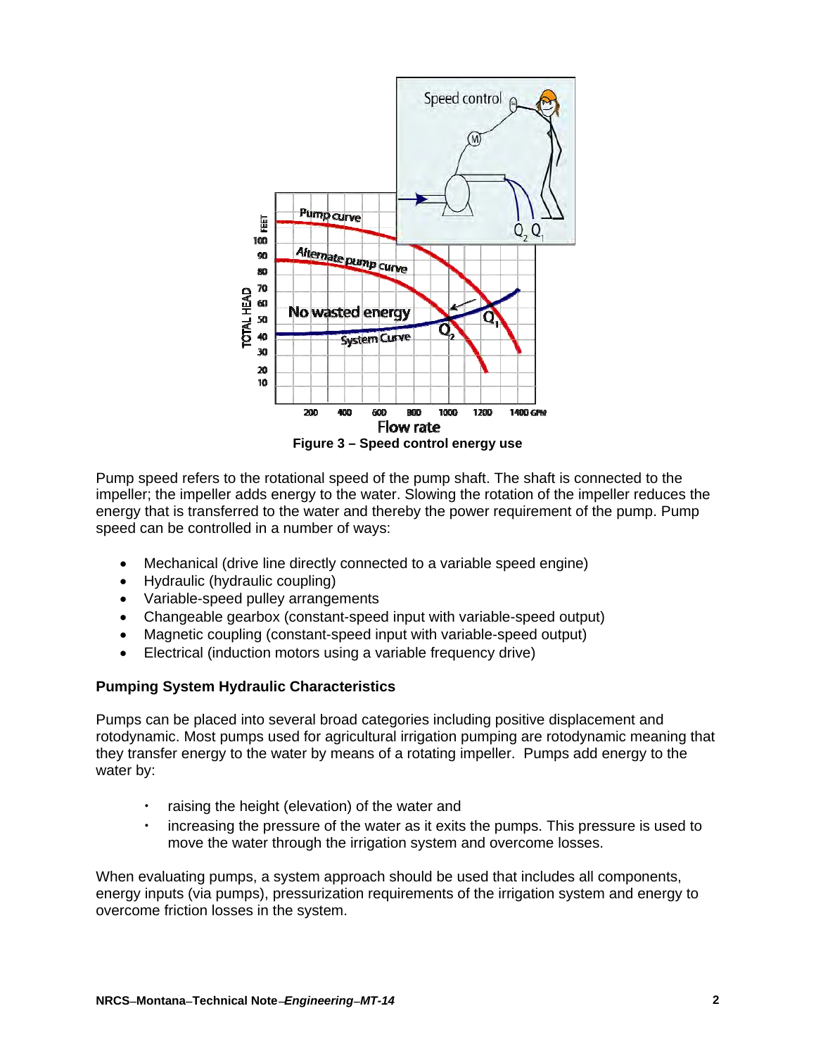**Figure 3 – Speed control energy use**

Pump speed refers to the rotational speed of the pump shaft. The shaft is connected to the impeller; the impeller adds energy to the water. Slowing the rotation of the impeller reduces the energy that is transferred to the water and thereby the power requirement of the pump. Pump speed can be controlled in a number of ways:

- Mechanical (drive line directly connected to a variable speed engine)
- Hydraulic (hydraulic coupling)
- Variable-speed pulley arrangements
- Changeable gearbox (constant-speed input with variable-speed output)
- Magnetic coupling (constant-speed input with variable-speed output)
- Electrical (induction motors using a variable frequency drive)

**Pumping System Hydraulic Characteristics**

Pumps can be placed into several broad categories including positive displacement and rotodynamic. Most pumps used for agricultural irrigation pumping are rotodynamic meaning that they transfer energy to the water by means of a rotating impeller. Pumps add energy to the water by:

- raising the height (elevation) of the water and
- increasing the pressure of the water as it exits the pumps. This pressure is used to move the water through the irrigation system and overcome losses.

When evaluating pumps, a system approach should be used that includes all components, energy inputs (via pumps), pressurization requirements of the irrigation system and energy to overcome friction losses in the system.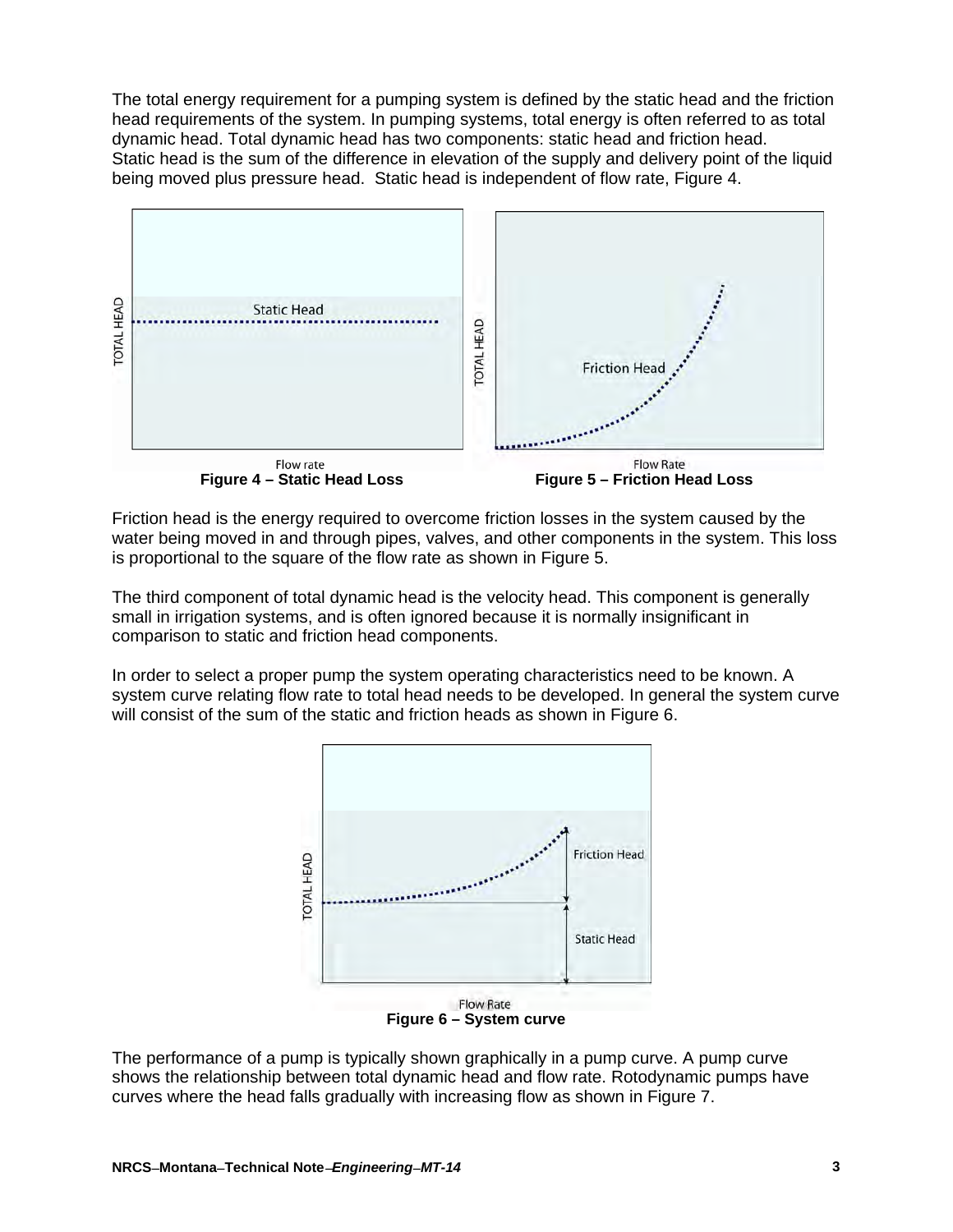The total energy requirement for a pumping system is defined by the static head and the friction head requirements of the system. In pumping systems, total energy is often referred to as total dynamic head. Total dynamic head has two components: static head and friction head. Static head is the sum of the difference in elevation of the supply and delivery point of the liquid being moved plus pressure head. Static head is independent of flow rate, Figure 4.

**Figure 4 – Static Head Loss**

**Figure 5 – Friction Head Loss**

Friction head is the energy required to overcome friction losses in the system caused by the water being moved in and through pipes, valves, and other components in the system. This loss is proportional to the square of the flow rate as shown in Figure 5.

The third component of total dynamic head is the velocity head. This component is generally small in irrigation systems, and is often ignored because it is normally insignificant in comparison to static and friction head components.

In order to select a proper pump the system operating characteristics need to be known. A system curve relating flow rate to total head needs to be developed. In general the system curve will consist of the sum of the static and friction heads as shown in Figure 6.

**Figure 6 – System curve**

The performance of a pump is typically shown graphically in a pump curve. A pump curve shows the relationship between total dynamic head and flow rate. Rotodynamic pumps have curves where the head falls gradually with increasing flow as shown in Figure 7.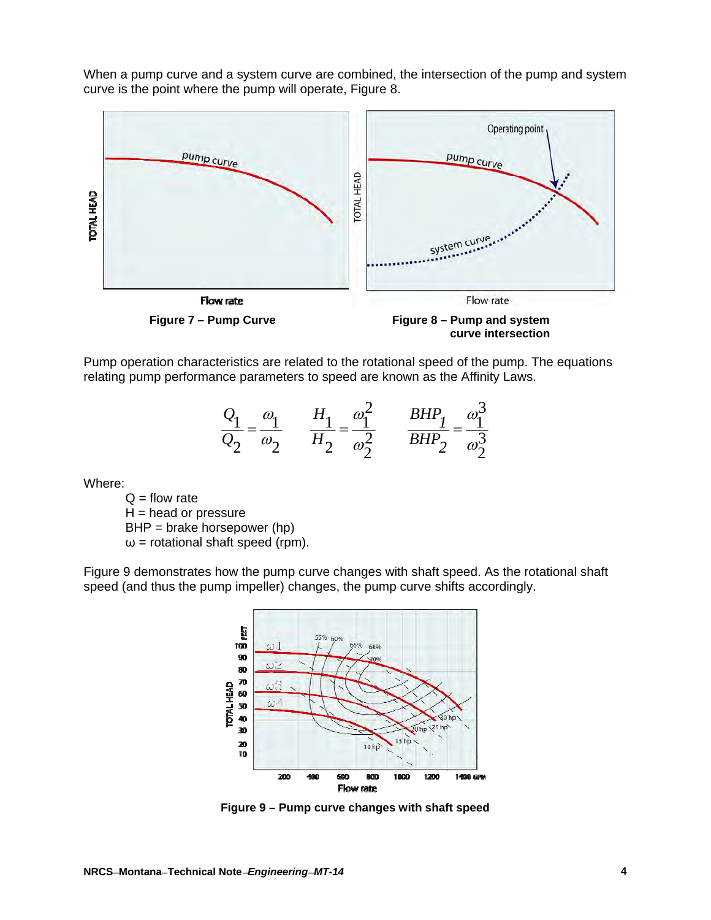When a pump curve and a system curve are combined, the intersection of the pump and system curve is the point where the pump will operate, Figure 8.

**Figure 7 – Pump Curve**

**Figure 8 – Pump and system curve intersection**

Pump operation characteristics are related to the rotational speed of the pump. The equations relating pump performance parameters to speed are known as the Affinity Laws.

$$\frac{Q_1}{Q_2} = \frac{\omega_1}{\omega_2} \qquad \frac{H_1}{H_2} = \frac{\omega_1^2}{\omega_2^2} \qquad \frac{BHP_1}{BHP_2} = \frac{\omega_1^3}{\omega_2^3}$$

Where:

- Q = flow rate
- H = head or pressure
- BHP = brake horsepower (hp)
- ω = rotational shaft speed (rpm).

Figure 9 demonstrates how the pump curve changes with shaft speed. As the rotational shaft speed (and thus the pump impeller) changes, the pump curve shifts accordingly.

**Figure 9 – Pump curve changes with shaft speed**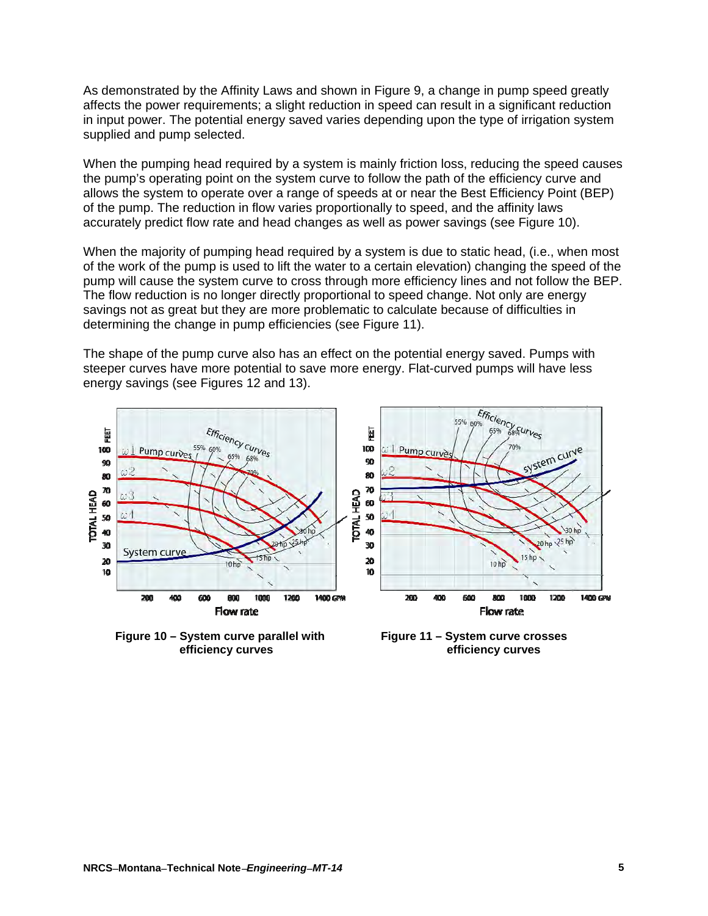As demonstrated by the Affinity Laws and shown in Figure 9, a change in pump speed greatly affects the power requirements; a slight reduction in speed can result in a significant reduction in input power. The potential energy saved varies depending upon the type of irrigation system supplied and pump selected.

When the pumping head required by a system is mainly friction loss, reducing the speed causes the pump's operating point on the system curve to follow the path of the efficiency curve and allows the system to operate over a range of speeds at or near the Best Efficiency Point (BEP) of the pump. The reduction in flow varies proportionally to speed, and the affinity laws accurately predict flow rate and head changes as well as power savings (see Figure 10).

When the majority of pumping head required by a system is due to static head, (i.e., when most of the work of the pump is used to lift the water to a certain elevation) changing the speed of the pump will cause the system curve to cross through more efficiency lines and not follow the BEP. The flow reduction is no longer directly proportional to speed change. Not only are energy savings not as great but they are more problematic to calculate because of difficulties in determining the change in pump efficiencies (see Figure 11).

The shape of the pump curve also has an effect on the potential energy saved. Pumps with steeper curves have more potential to save more energy. Flat-curved pumps will have less energy savings (see Figures 12 and 13).

**Figure 10 – System curve parallel with efficiency curves**

**Figure 11 – System curve crosses efficiency curves**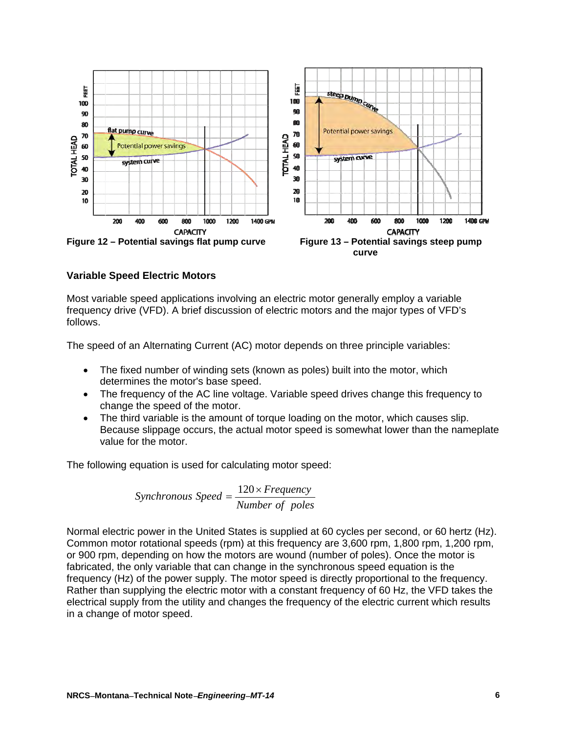Figure 12 – Potential savings flat pump curve

Figure 13 – Potential savings steep pump curve

**Variable Speed Electric Motors**

Most variable speed applications involving an electric motor generally employ a variable frequency drive (VFD). A brief discussion of electric motors and the major types of VFD's follows.

The speed of an Alternating Current (AC) motor depends on three principle variables:

- The fixed number of winding sets (known as poles) built into the motor, which determines the motor's base speed.
- The frequency of the AC line voltage. Variable speed drives change this frequency to change the speed of the motor.
- The third variable is the amount of torque loading on the motor, which causes slip. Because slippage occurs, the actual motor speed is somewhat lower than the nameplate value for the motor.

The following equation is used for calculating motor speed:

$$Synchronous\ Speed = \frac{120 \times Frequency}{Number\ of\ \ poles}$$

Normal electric power in the United States is supplied at 60 cycles per second, or 60 hertz (Hz). Common motor rotational speeds (rpm) at this frequency are 3,600 rpm, 1,800 rpm, 1,200 rpm, or 900 rpm, depending on how the motors are wound (number of poles). Once the motor is fabricated, the only variable that can change in the synchronous speed equation is the frequency (Hz) of the power supply. The motor speed is directly proportional to the frequency. Rather than supplying the electric motor with a constant frequency of 60 Hz, the VFD takes the electrical supply from the utility and changes the frequency of the electric current which results in a change of motor speed.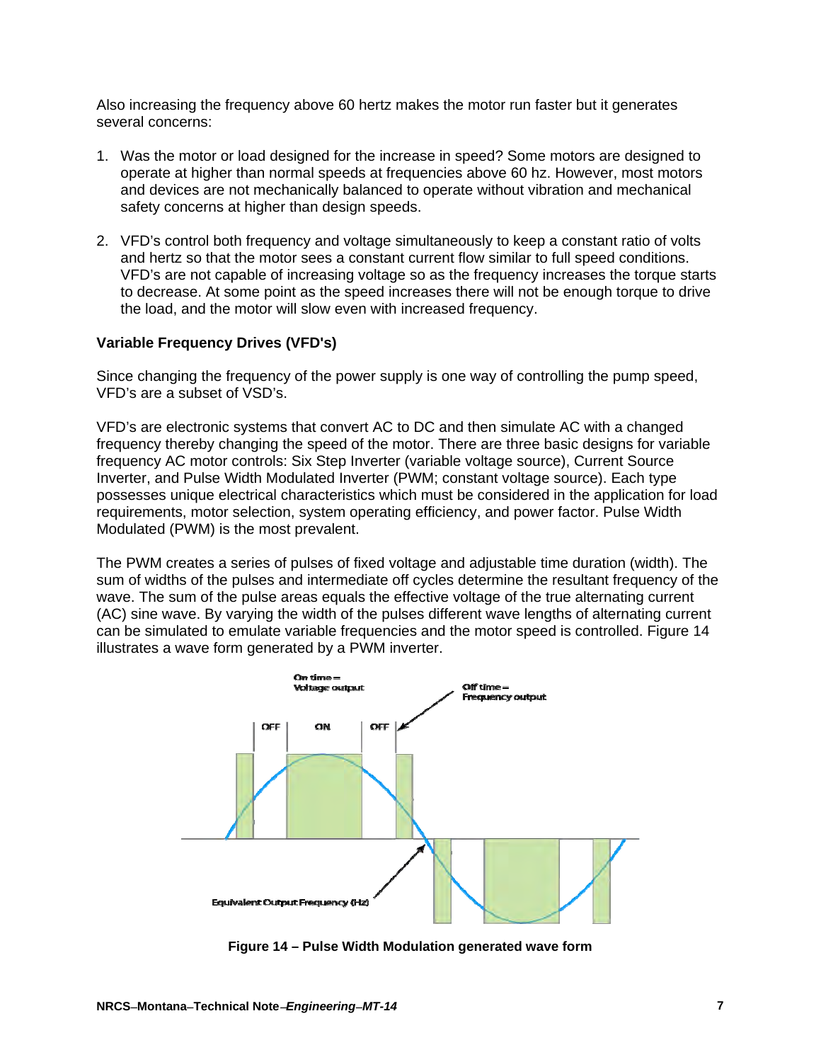Also increasing the frequency above 60 hertz makes the motor run faster but it generates several concerns:

1. Was the motor or load designed for the increase in speed? Some motors are designed to operate at higher than normal speeds at frequencies above 60 hz. However, most motors and devices are not mechanically balanced to operate without vibration and mechanical safety concerns at higher than design speeds.

2. VFD's control both frequency and voltage simultaneously to keep a constant ratio of volts and hertz so that the motor sees a constant current flow similar to full speed conditions. VFD's are not capable of increasing voltage so as the frequency increases the torque starts to decrease. At some point as the speed increases there will not be enough torque to drive the load, and the motor will slow even with increased frequency.

**Variable Frequency Drives (VFD's)**

Since changing the frequency of the power supply is one way of controlling the pump speed, VFD's are a subset of VSD's.

VFD's are electronic systems that convert AC to DC and then simulate AC with a changed frequency thereby changing the speed of the motor. There are three basic designs for variable frequency AC motor controls: Six Step Inverter (variable voltage source), Current Source Inverter, and Pulse Width Modulated Inverter (PWM; constant voltage source). Each type possesses unique electrical characteristics which must be considered in the application for load requirements, motor selection, system operating efficiency, and power factor. Pulse Width Modulated (PWM) is the most prevalent.

The PWM creates a series of pulses of fixed voltage and adjustable time duration (width). The sum of widths of the pulses and intermediate off cycles determine the resultant frequency of the wave. The sum of the pulse areas equals the effective voltage of the true alternating current (AC) sine wave. By varying the width of the pulses different wave lengths of alternating current can be simulated to emulate variable frequencies and the motor speed is controlled. Figure 14 illustrates a wave form generated by a PWM inverter.

**Figure 14 – Pulse Width Modulation generated wave form**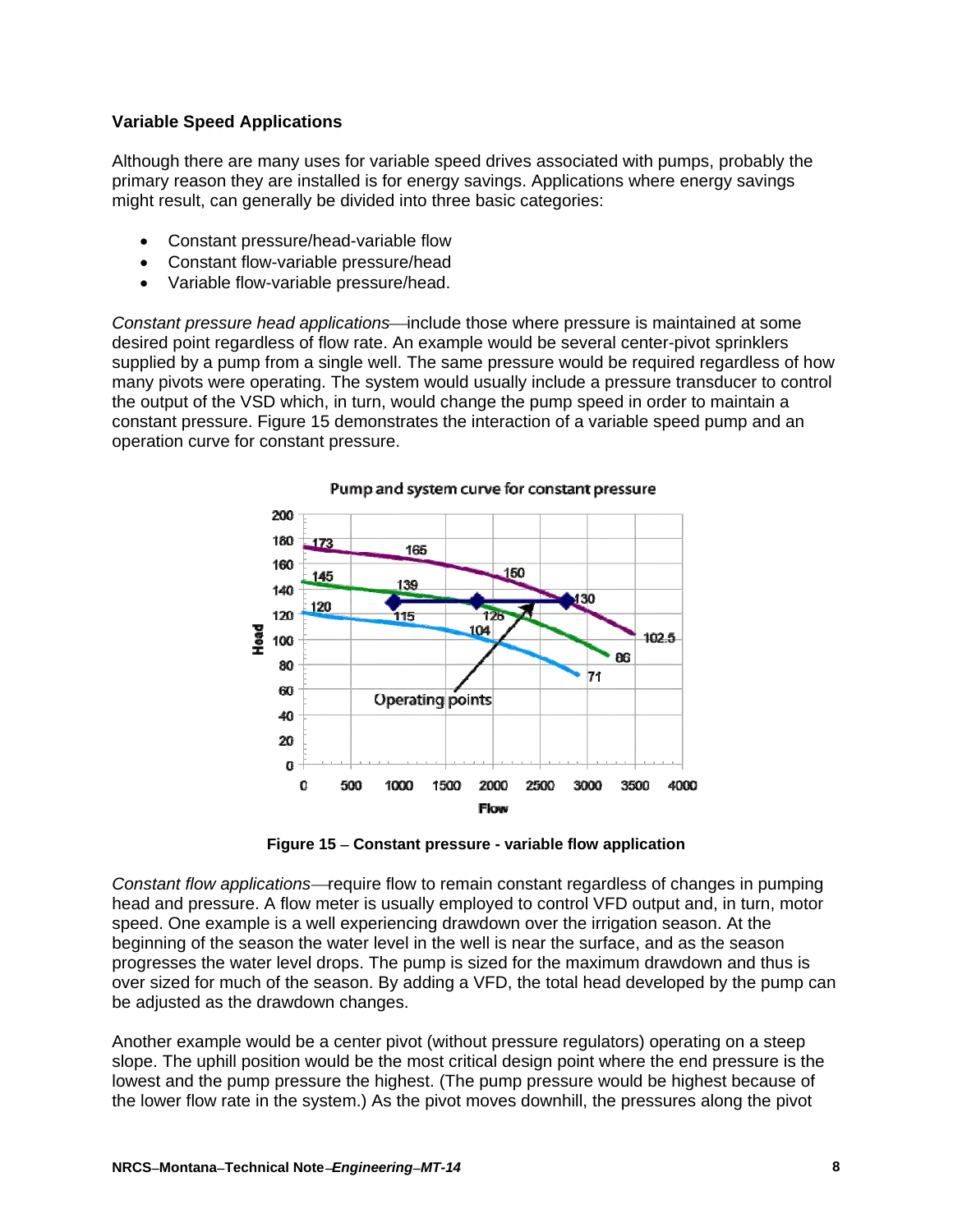### Variable Speed Applications

Although there are many uses for variable speed drives associated with pumps, probably the primary reason they are installed is for energy savings. Applications where energy savings might result, can generally be divided into three basic categories:

- Constant pressure/head-variable flow
- Constant flow-variable pressure/head
- Variable flow-variable pressure/head.

*Constant pressure head applications*—include those where pressure is maintained at some desired point regardless of flow rate. An example would be several center-pivot sprinklers supplied by a pump from a single well. The same pressure would be required regardless of how many pivots were operating. The system would usually include a pressure transducer to control the output of the VSD which, in turn, would change the pump speed in order to maintain a constant pressure. Figure 15 demonstrates the interaction of a variable speed pump and an operation curve for constant pressure.

**Figure 15 – Constant pressure - variable flow application**

*Constant flow applications*—require flow to remain constant regardless of changes in pumping head and pressure. A flow meter is usually employed to control VFD output and, in turn, motor speed. One example is a well experiencing drawdown over the irrigation season. At the beginning of the season the water level in the well is near the surface, and as the season progresses the water level drops. The pump is sized for the maximum drawdown and thus is over sized for much of the season. By adding a VFD, the total head developed by the pump can be adjusted as the drawdown changes.

Another example would be a center pivot (without pressure regulators) operating on a steep slope. The uphill position would be the most critical design point where the end pressure is the lowest and the pump pressure the highest. (The pump pressure would be highest because of the lower flow rate in the system.) As the pivot moves downhill, the pressures along the pivot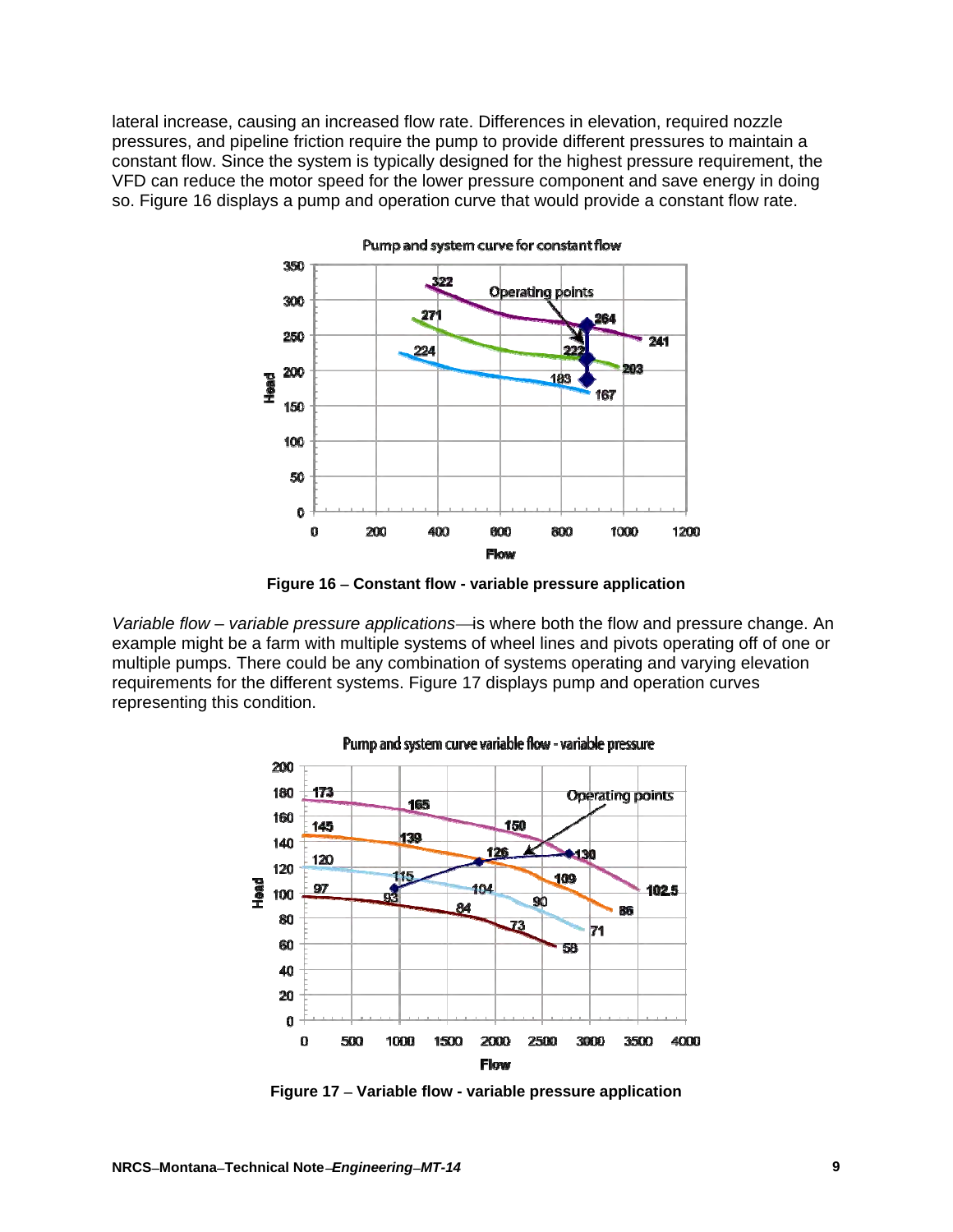lateral increase, causing an increased flow rate. Differences in elevation, required nozzle pressures, and pipeline friction require the pump to provide different pressures to maintain a constant flow. Since the system is typically designed for the highest pressure requirement, the VFD can reduce the motor speed for the lower pressure component and save energy in doing so. Figure 16 displays a pump and operation curve that would provide a constant flow rate.

**Figure 16 – Constant flow - variable pressure application**

*Variable flow – variable pressure applications*—is where both the flow and pressure change. An example might be a farm with multiple systems of wheel lines and pivots operating off of one or multiple pumps. There could be any combination of systems operating and varying elevation requirements for the different systems. Figure 17 displays pump and operation curves representing this condition.

**Figure 17 – Variable flow - variable pressure application**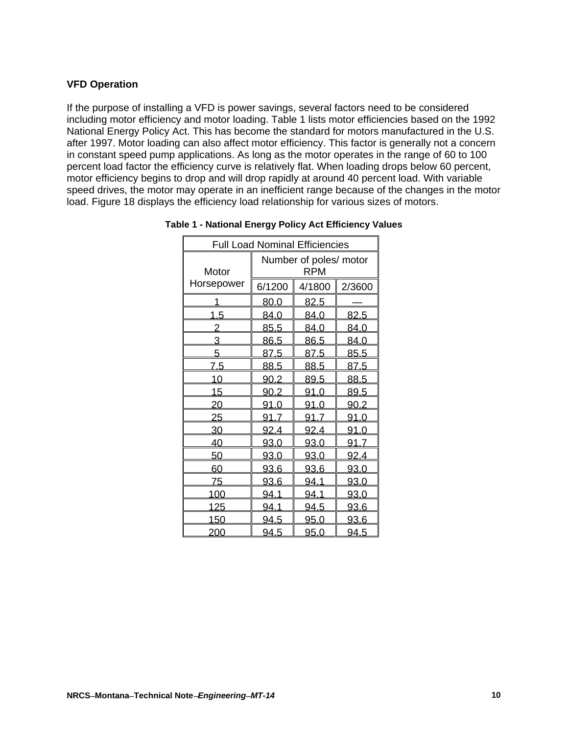**VFD Operation**

If the purpose of installing a VFD is power savings, several factors need to be considered including motor efficiency and motor loading. Table 1 lists motor efficiencies based on the 1992 National Energy Policy Act. This has become the standard for motors manufactured in the U.S. after 1997. Motor loading can also affect motor efficiency. This factor is generally not a concern in constant speed pump applications. As long as the motor operates in the range of 60 to 100 percent load factor the efficiency curve is relatively flat. When loading drops below 60 percent, motor efficiency begins to drop and will drop rapidly at around 40 percent load. With variable speed drives, the motor may operate in an inefficient range because of the changes in the motor load. Figure 18 displays the efficiency load relationship for various sizes of motors.

**Table 1 - National Energy Policy Act Efficiency Values**

| Full Load Nominal Efficiencies | | | |
|---|---|---|---|
| Motor Horsepower | Number of poles/ motor RPM | | |
| | 6/1200 | 4/1800 | 2/3600 |
| 1 | 80.0 | 82.5 | — |
| 1.5 | 84.0 | 84.0 | 82.5 |
| 2 | 85.5 | 84.0 | 84.0 |
| 3 | 86.5 | 86.5 | 84.0 |
| 5 | 87.5 | 87.5 | 85.5 |
| 7.5 | 88.5 | 88.5 | 87.5 |
| 10 | 90.2 | 89.5 | 88.5 |
| 15 | 90.2 | 91.0 | 89.5 |
| 20 | 91.0 | 91.0 | 90.2 |
| 25 | 91.7 | 91.7 | 91.0 |
| 30 | 92.4 | 92.4 | 91.0 |
| 40 | 93.0 | 93.0 | 91.7 |
| 50 | 93.0 | 93.0 | 92.4 |
| 60 | 93.6 | 93.6 | 93.0 |
| 75 | 93.6 | 94.1 | 93.0 |
| 100 | 94.1 | 94.1 | 93.0 |
| 125 | 94.1 | 94.5 | 93.6 |
| 150 | 94.5 | 95.0 | 93.6 |
| 200 | 94.5 | 95.0 | 94.5 |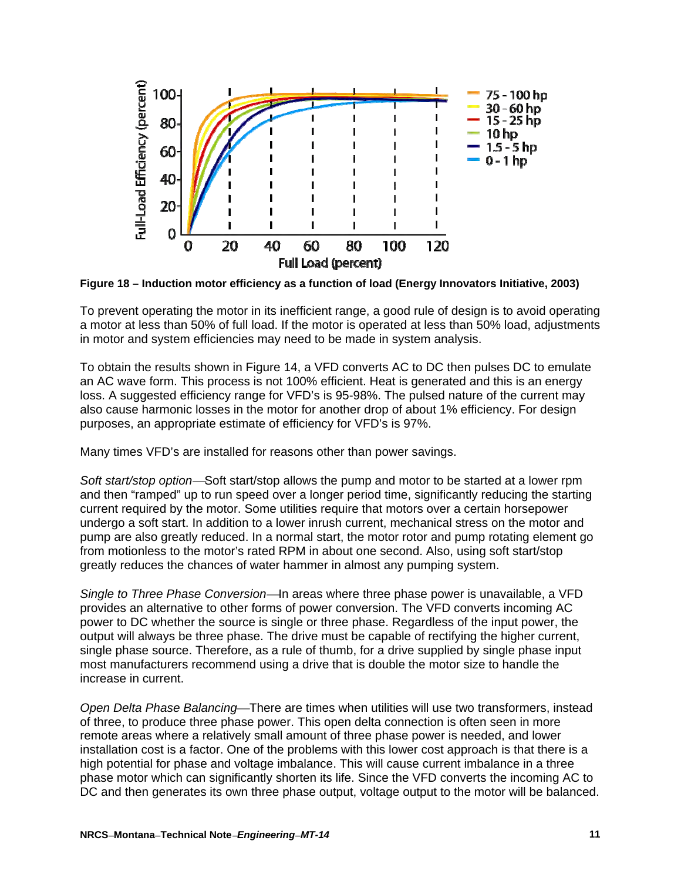**Figure 18 – Induction motor efficiency as a function of load (Energy Innovators Initiative, 2003)**

To prevent operating the motor in its inefficient range, a good rule of design is to avoid operating a motor at less than 50% of full load. If the motor is operated at less than 50% load, adjustments in motor and system efficiencies may need to be made in system analysis.

To obtain the results shown in Figure 14, a VFD converts AC to DC then pulses DC to emulate an AC wave form. This process is not 100% efficient. Heat is generated and this is an energy loss. A suggested efficiency range for VFD's is 95-98%. The pulsed nature of the current may also cause harmonic losses in the motor for another drop of about 1% efficiency. For design purposes, an appropriate estimate of efficiency for VFD's is 97%.

Many times VFD's are installed for reasons other than power savings.

*Soft start/stop option*—Soft start/stop allows the pump and motor to be started at a lower rpm and then "ramped" up to run speed over a longer period time, significantly reducing the starting current required by the motor. Some utilities require that motors over a certain horsepower undergo a soft start. In addition to a lower inrush current, mechanical stress on the motor and pump are also greatly reduced. In a normal start, the motor rotor and pump rotating element go from motionless to the motor's rated RPM in about one second. Also, using soft start/stop greatly reduces the chances of water hammer in almost any pumping system.

*Single to Three Phase Conversion*—In areas where three phase power is unavailable, a VFD provides an alternative to other forms of power conversion. The VFD converts incoming AC power to DC whether the source is single or three phase. Regardless of the input power, the output will always be three phase. The drive must be capable of rectifying the higher current, single phase source. Therefore, as a rule of thumb, for a drive supplied by single phase input most manufacturers recommend using a drive that is double the motor size to handle the increase in current.

*Open Delta Phase Balancing*—There are times when utilities will use two transformers, instead of three, to produce three phase power. This open delta connection is often seen in more remote areas where a relatively small amount of three phase power is needed, and lower installation cost is a factor. One of the problems with this lower cost approach is that there is a high potential for phase and voltage imbalance. This will cause current imbalance in a three phase motor which can significantly shorten its life. Since the VFD converts the incoming AC to DC and then generates its own three phase output, voltage output to the motor will be balanced.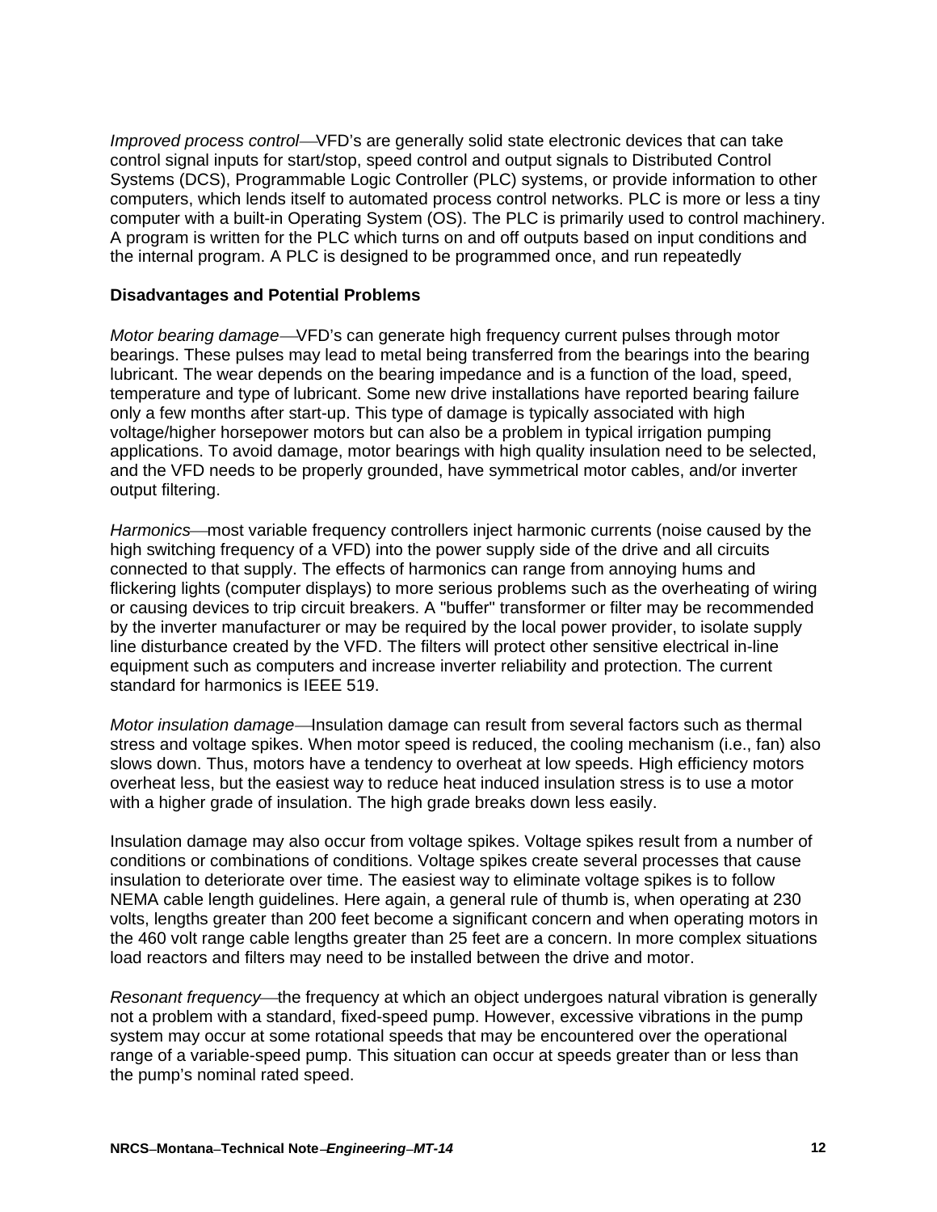*Improved process control*—VFD's are generally solid state electronic devices that can take control signal inputs for start/stop, speed control and output signals to Distributed Control Systems (DCS), Programmable Logic Controller (PLC) systems, or provide information to other computers, which lends itself to automated process control networks. PLC is more or less a tiny computer with a built-in Operating System (OS). The PLC is primarily used to control machinery. A program is written for the PLC which turns on and off outputs based on input conditions and the internal program. A PLC is designed to be programmed once, and run repeatedly

**Disadvantages and Potential Problems**

*Motor bearing damage*—VFD's can generate high frequency current pulses through motor bearings. These pulses may lead to metal being transferred from the bearings into the bearing lubricant. The wear depends on the bearing impedance and is a function of the load, speed, temperature and type of lubricant. Some new drive installations have reported bearing failure only a few months after start-up. This type of damage is typically associated with high voltage/higher horsepower motors but can also be a problem in typical irrigation pumping applications. To avoid damage, motor bearings with high quality insulation need to be selected, and the VFD needs to be properly grounded, have symmetrical motor cables, and/or inverter output filtering.

*Harmonics*—most variable frequency controllers inject harmonic currents (noise caused by the high switching frequency of a VFD) into the power supply side of the drive and all circuits connected to that supply. The effects of harmonics can range from annoying hums and flickering lights (computer displays) to more serious problems such as the overheating of wiring or causing devices to trip circuit breakers. A "buffer" transformer or filter may be recommended by the inverter manufacturer or may be required by the local power provider, to isolate supply line disturbance created by the VFD. The filters will protect other sensitive electrical in-line equipment such as computers and increase inverter reliability and protection. The current standard for harmonics is IEEE 519.

*Motor insulation damage*—Insulation damage can result from several factors such as thermal stress and voltage spikes. When motor speed is reduced, the cooling mechanism (i.e., fan) also slows down. Thus, motors have a tendency to overheat at low speeds. High efficiency motors overheat less, but the easiest way to reduce heat induced insulation stress is to use a motor with a higher grade of insulation. The high grade breaks down less easily.

Insulation damage may also occur from voltage spikes. Voltage spikes result from a number of conditions or combinations of conditions. Voltage spikes create several processes that cause insulation to deteriorate over time. The easiest way to eliminate voltage spikes is to follow NEMA cable length guidelines. Here again, a general rule of thumb is, when operating at 230 volts, lengths greater than 200 feet become a significant concern and when operating motors in the 460 volt range cable lengths greater than 25 feet are a concern. In more complex situations load reactors and filters may need to be installed between the drive and motor.

*Resonant frequency*—the frequency at which an object undergoes natural vibration is generally not a problem with a standard, fixed-speed pump. However, excessive vibrations in the pump system may occur at some rotational speeds that may be encountered over the operational range of a variable-speed pump. This situation can occur at speeds greater than or less than the pump's nominal rated speed.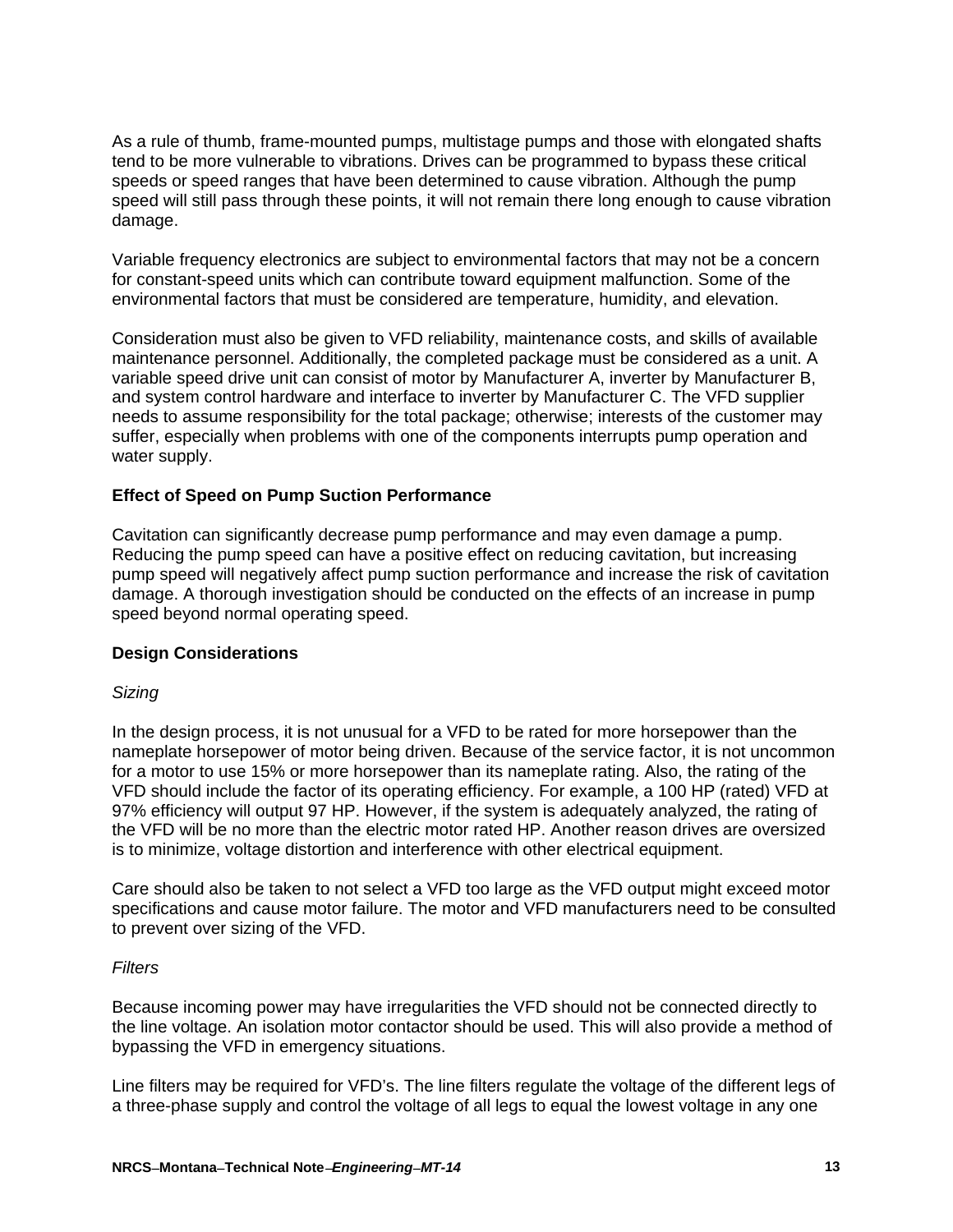As a rule of thumb, frame-mounted pumps, multistage pumps and those with elongated shafts tend to be more vulnerable to vibrations. Drives can be programmed to bypass these critical speeds or speed ranges that have been determined to cause vibration. Although the pump speed will still pass through these points, it will not remain there long enough to cause vibration damage.

Variable frequency electronics are subject to environmental factors that may not be a concern for constant-speed units which can contribute toward equipment malfunction. Some of the environmental factors that must be considered are temperature, humidity, and elevation.

Consideration must also be given to VFD reliability, maintenance costs, and skills of available maintenance personnel. Additionally, the completed package must be considered as a unit. A variable speed drive unit can consist of motor by Manufacturer A, inverter by Manufacturer B, and system control hardware and interface to inverter by Manufacturer C. The VFD supplier needs to assume responsibility for the total package; otherwise; interests of the customer may suffer, especially when problems with one of the components interrupts pump operation and water supply.

**Effect of Speed on Pump Suction Performance**

Cavitation can significantly decrease pump performance and may even damage a pump. Reducing the pump speed can have a positive effect on reducing cavitation, but increasing pump speed will negatively affect pump suction performance and increase the risk of cavitation damage. A thorough investigation should be conducted on the effects of an increase in pump speed beyond normal operating speed.

**Design Considerations**

*Sizing*

In the design process, it is not unusual for a VFD to be rated for more horsepower than the nameplate horsepower of motor being driven. Because of the service factor, it is not uncommon for a motor to use 15% or more horsepower than its nameplate rating. Also, the rating of the VFD should include the factor of its operating efficiency. For example, a 100 HP (rated) VFD at 97% efficiency will output 97 HP. However, if the system is adequately analyzed, the rating of the VFD will be no more than the electric motor rated HP. Another reason drives are oversized is to minimize, voltage distortion and interference with other electrical equipment.

Care should also be taken to not select a VFD too large as the VFD output might exceed motor specifications and cause motor failure. The motor and VFD manufacturers need to be consulted to prevent over sizing of the VFD.

*Filters*

Because incoming power may have irregularities the VFD should not be connected directly to the line voltage. An isolation motor contactor should be used. This will also provide a method of bypassing the VFD in emergency situations.

Line filters may be required for VFD's. The line filters regulate the voltage of the different legs of a three-phase supply and control the voltage of all legs to equal the lowest voltage in any one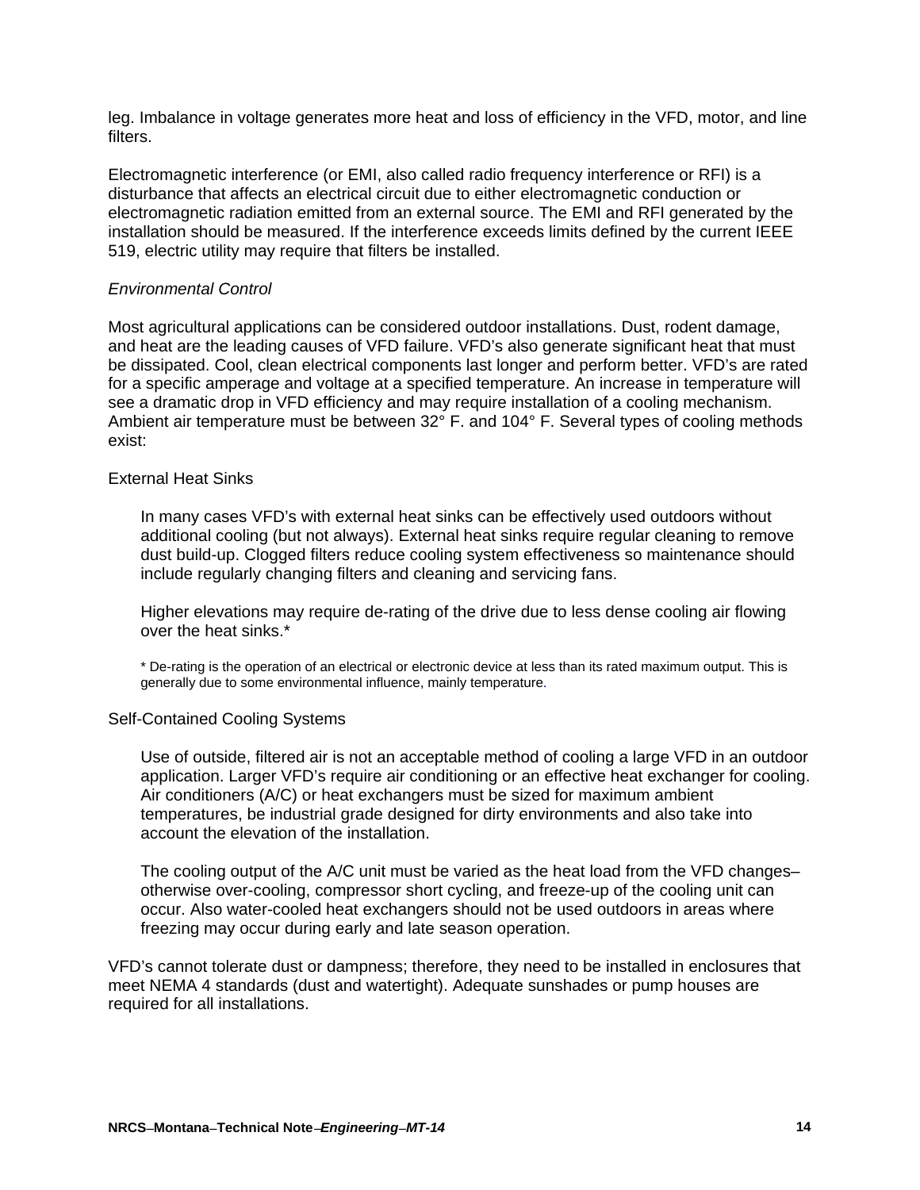leg. Imbalance in voltage generates more heat and loss of efficiency in the VFD, motor, and line filters.

Electromagnetic interference (or EMI, also called radio frequency interference or RFI) is a disturbance that affects an electrical circuit due to either electromagnetic conduction or electromagnetic radiation emitted from an external source. The EMI and RFI generated by the installation should be measured. If the interference exceeds limits defined by the current IEEE 519, electric utility may require that filters be installed.

*Environmental Control*

Most agricultural applications can be considered outdoor installations. Dust, rodent damage, and heat are the leading causes of VFD failure. VFD's also generate significant heat that must be dissipated. Cool, clean electrical components last longer and perform better. VFD's are rated for a specific amperage and voltage at a specified temperature. An increase in temperature will see a dramatic drop in VFD efficiency and may require installation of a cooling mechanism. Ambient air temperature must be between 32° F. and 104° F. Several types of cooling methods exist:

External Heat Sinks

> In many cases VFD's with external heat sinks can be effectively used outdoors without additional cooling (but not always). External heat sinks require regular cleaning to remove dust build-up. Clogged filters reduce cooling system effectiveness so maintenance should include regularly changing filters and cleaning and servicing fans.
>
> Higher elevations may require de-rating of the drive due to less dense cooling air flowing over the heat sinks.*
>
> * De-rating is the operation of an electrical or electronic device at less than its rated maximum output. This is generally due to some environmental influence, mainly temperature.

Self-Contained Cooling Systems

> Use of outside, filtered air is not an acceptable method of cooling a large VFD in an outdoor application. Larger VFD's require air conditioning or an effective heat exchanger for cooling. Air conditioners (A/C) or heat exchangers must be sized for maximum ambient temperatures, be industrial grade designed for dirty environments and also take into account the elevation of the installation.
>
> The cooling output of the A/C unit must be varied as the heat load from the VFD changes– otherwise over-cooling, compressor short cycling, and freeze-up of the cooling unit can occur. Also water-cooled heat exchangers should not be used outdoors in areas where freezing may occur during early and late season operation.

VFD's cannot tolerate dust or dampness; therefore, they need to be installed in enclosures that meet NEMA 4 standards (dust and watertight). Adequate sunshades or pump houses are required for all installations.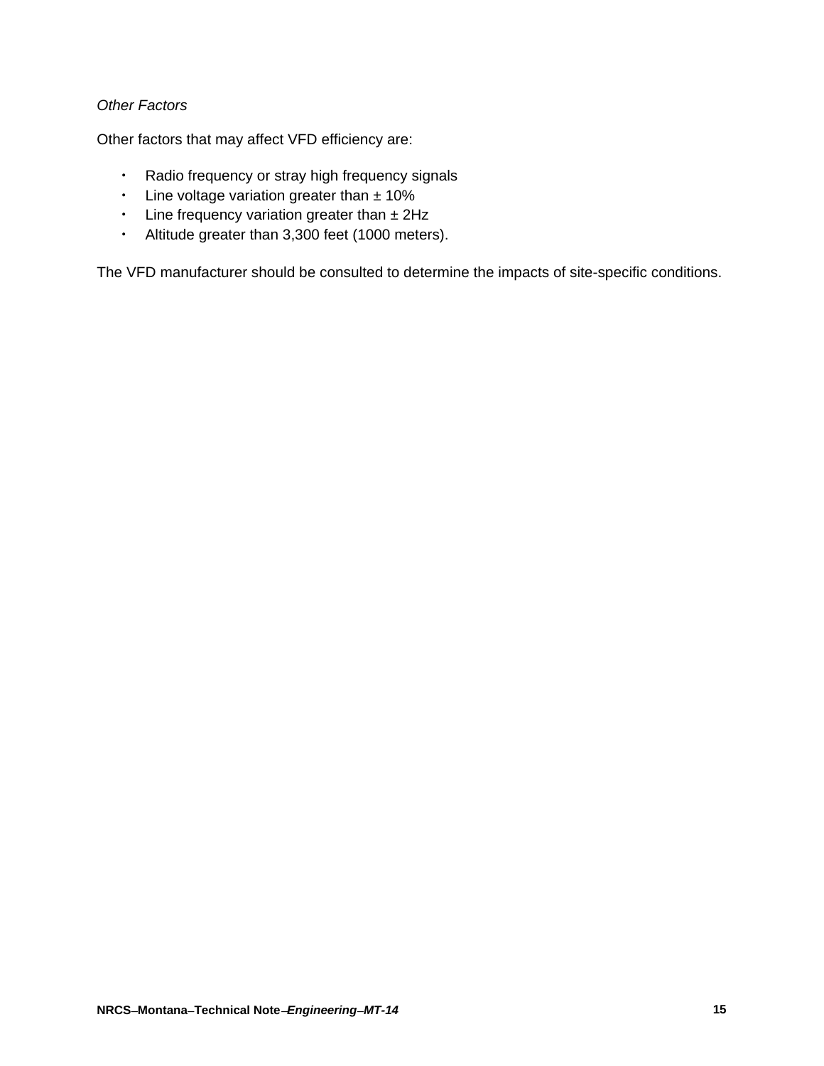*Other Factors*

Other factors that may affect VFD efficiency are:

- Radio frequency or stray high frequency signals
- Line voltage variation greater than ± 10%
- Line frequency variation greater than ± 2Hz
- Altitude greater than 3,300 feet (1000 meters).

The VFD manufacturer should be consulted to determine the impacts of site-specific conditions.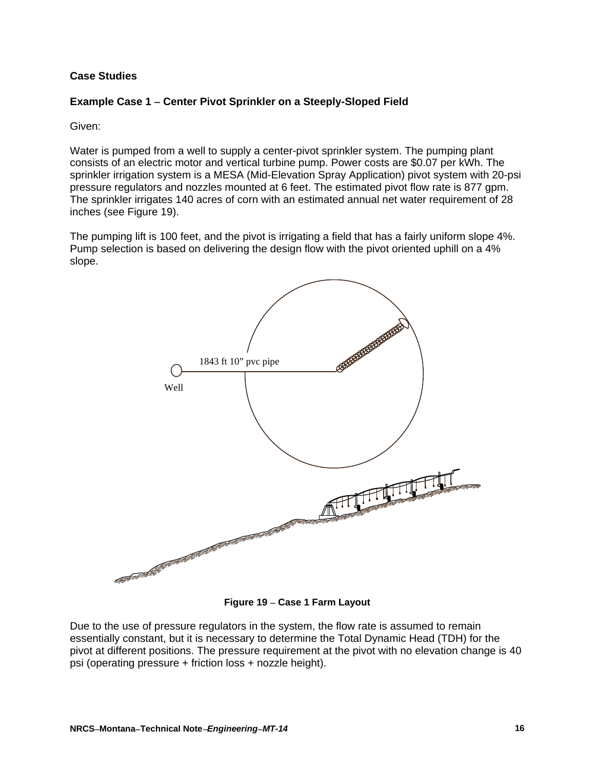**Case Studies**

**Example Case 1 – Center Pivot Sprinkler on a Steeply-Sloped Field**

Given:

Water is pumped from a well to supply a center-pivot sprinkler system. The pumping plant consists of an electric motor and vertical turbine pump. Power costs are $0.07 per kWh. The sprinkler irrigation system is a MESA (Mid-Elevation Spray Application) pivot system with 20-psi pressure regulators and nozzles mounted at 6 feet. The estimated pivot flow rate is 877 gpm. The sprinkler irrigates 140 acres of corn with an estimated annual net water requirement of 28 inches (see Figure 19).

The pumping lift is 100 feet, and the pivot is irrigating a field that has a fairly uniform slope 4%. Pump selection is based on delivering the design flow with the pivot oriented uphill on a 4% slope.

1843 ft 10" pvc pipe

Well

**Figure 19 – Case 1 Farm Layout**

Due to the use of pressure regulators in the system, the flow rate is assumed to remain essentially constant, but it is necessary to determine the Total Dynamic Head (TDH) for the pivot at different positions. The pressure requirement at the pivot with no elevation change is 40 psi (operating pressure + friction loss + nozzle height).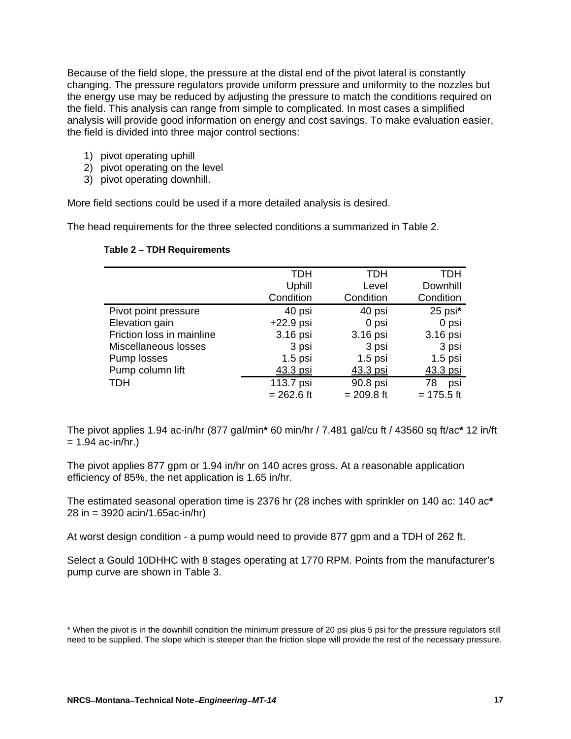Because of the field slope, the pressure at the distal end of the pivot lateral is constantly changing. The pressure regulators provide uniform pressure and uniformity to the nozzles but the energy use may be reduced by adjusting the pressure to match the conditions required on the field. This analysis can range from simple to complicated. In most cases a simplified analysis will provide good information on energy and cost savings. To make evaluation easier, the field is divided into three major control sections:

1) pivot operating uphill
2) pivot operating on the level
3) pivot operating downhill.

More field sections could be used if a more detailed analysis is desired.

The head requirements for the three selected conditions a summarized in Table 2.

**Table 2 – TDH Requirements**

| | TDH Uphill Condition | TDH Level Condition | TDH Downhill Condition |
|---|---|---|---|
| Pivot point pressure | 40 psi | 40 psi | 25 psi* |
| Elevation gain | +22.9 psi | 0 psi | 0 psi |
| Friction loss in mainline | 3.16 psi | 3.16 psi | 3.16 psi |
| Miscellaneous losses | 3 psi | 3 psi | 3 psi |
| Pump losses | 1.5 psi | 1.5 psi | 1.5 psi |
| Pump column lift | 43.3 psi | 43.3 psi | 43.3 psi |
| TDH | 113.7 psi = 262.6 ft | 90.8 psi = 209.8 ft | 78 psi = 175.5 ft |

The pivot applies 1.94 ac-in/hr (877 gal/min* 60 min/hr / 7.481 gal/cu ft / 43560 sq ft/ac* 12 in/ft = 1.94 ac-in/hr.)

The pivot applies 877 gpm or 1.94 in/hr on 140 acres gross. At a reasonable application efficiency of 85%, the net application is 1.65 in/hr.

The estimated seasonal operation time is 2376 hr (28 inches with sprinkler on 140 ac: 140 ac* 28 in = 3920 acin/1.65ac-in/hr)

At worst design condition - a pump would need to provide 877 gpm and a TDH of 262 ft.

Select a Gould 10DHHC with 8 stages operating at 1770 RPM. Points from the manufacturer's pump curve are shown in Table 3.

\* When the pivot is in the downhill condition the minimum pressure of 20 psi plus 5 psi for the pressure regulators still need to be supplied. The slope which is steeper than the friction slope will provide the rest of the necessary pressure.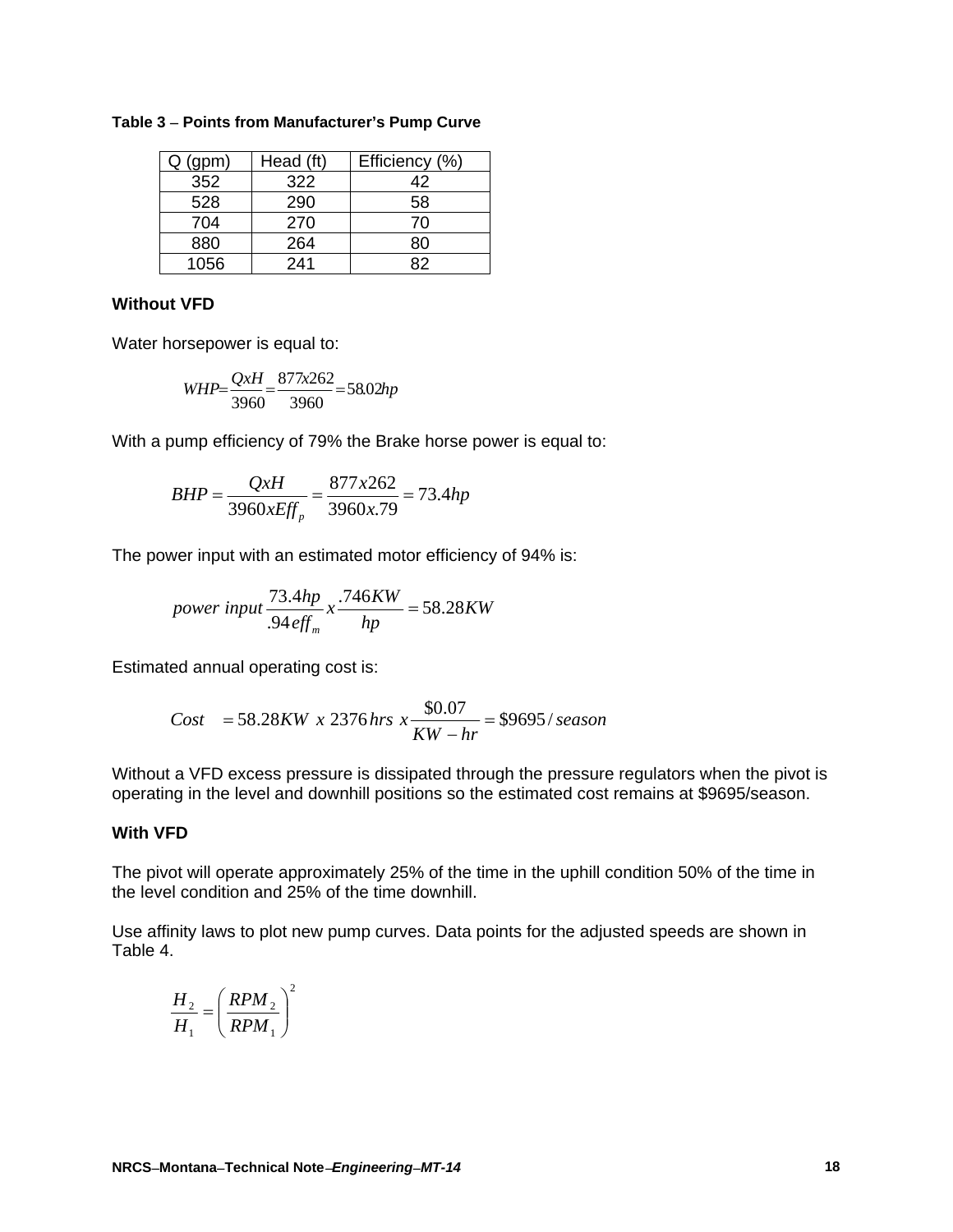**Table 3 – Points from Manufacturer's Pump Curve**

| Q (gpm) | Head (ft) | Efficiency (%) |
|---|---|---|
| 352 | 322 | 42 |
| 528 | 290 | 58 |
| 704 | 270 | 70 |
| 880 | 264 | 80 |
| 1056 | 241 | 82 |

**Without VFD**

Water horsepower is equal to:

$$WHP = \frac{QxH}{3960} = \frac{877x262}{3960} = 58.02hp$$

With a pump efficiency of 79% the Brake horse power is equal to:

$$BHP = \frac{QxH}{3960xEff_p} = \frac{877x262}{3960x.79} = 73.4hp$$

The power input with an estimated motor efficiency of 94% is:

$$power\ input\ \frac{73.4hp}{.94\,eff_m}\,x\,\frac{.746KW}{hp} = 58.28KW$$

Estimated annual operating cost is:

$$Cost \quad = 58.28KW\ x\ 2376\,hrs\ x\,\frac{\$0.07}{KW-hr} = \$9695\,/\,season$$

Without a VFD excess pressure is dissipated through the pressure regulators when the pivot is operating in the level and downhill positions so the estimated cost remains at $9695/season.

**With VFD**

The pivot will operate approximately 25% of the time in the uphill condition 50% of the time in the level condition and 25% of the time downhill.

Use affinity laws to plot new pump curves. Data points for the adjusted speeds are shown in Table 4.

$$\frac{H_2}{H_1} = \left(\frac{RPM_2}{RPM_1}\right)^2$$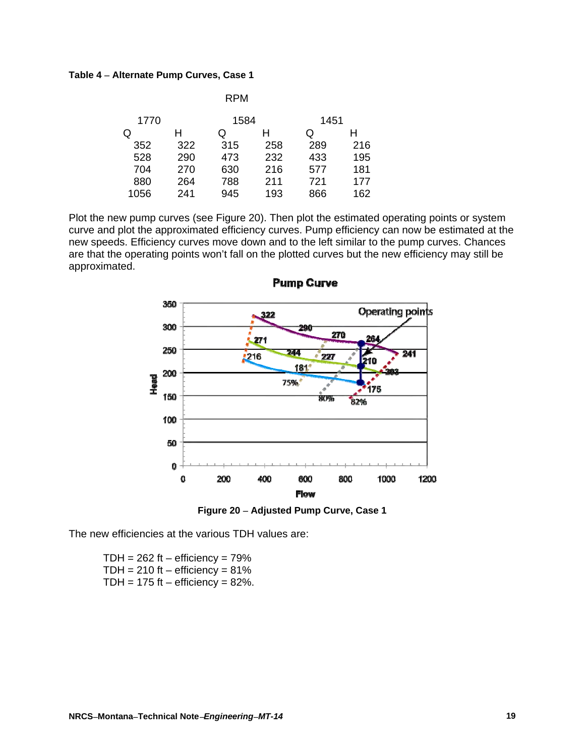**Table 4 – Alternate Pump Curves, Case 1**

| RPM | | | | | |
|---|---|---|---|---|---|
| 1770 | | 1584 | | 1451 | |
| Q | H | Q | H | Q | H |
| 352 | 322 | 315 | 258 | 289 | 216 |
| 528 | 290 | 473 | 232 | 433 | 195 |
| 704 | 270 | 630 | 216 | 577 | 181 |
| 880 | 264 | 788 | 211 | 721 | 177 |
| 1056 | 241 | 945 | 193 | 866 | 162 |

Plot the new pump curves (see Figure 20). Then plot the estimated operating points or system curve and plot the approximated efficiency curves. Pump efficiency can now be estimated at the new speeds. Efficiency curves move down and to the left similar to the pump curves. Chances are that the operating points won't fall on the plotted curves but the new efficiency may still be approximated.

**Figure 20 – Adjusted Pump Curve, Case 1**

The new efficiencies at the various TDH values are:

TDH = 262 ft – efficiency = 79%
TDH = 210 ft – efficiency = 81%
TDH = 175 ft – efficiency = 82%.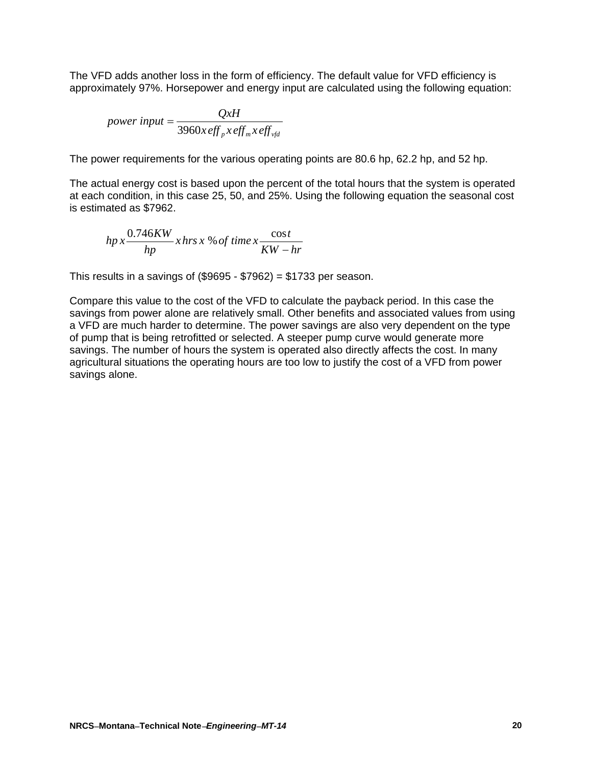The VFD adds another loss in the form of efficiency. The default value for VFD efficiency is approximately 97%. Horsepower and energy input are calculated using the following equation:

$$power\ input = \frac{QxH}{3960x\,eff_p\,x\,eff_m\,x\,eff_{vfd}}$$

The power requirements for the various operating points are 80.6 hp, 62.2 hp, and 52 hp.

The actual energy cost is based upon the percent of the total hours that the system is operated at each condition, in this case 25, 50, and 25%. Using the following equation the seasonal cost is estimated as $7962.

$$hp\,x\frac{0.746KW}{hp}x\,hrs\,x\ \%\,of\ time\,x\frac{\cos t}{KW - hr}$$

This results in a savings of ($9695 - $7962) = $1733 per season.

Compare this value to the cost of the VFD to calculate the payback period. In this case the savings from power alone are relatively small. Other benefits and associated values from using a VFD are much harder to determine. The power savings are also very dependent on the type of pump that is being retrofitted or selected. A steeper pump curve would generate more savings. The number of hours the system is operated also directly affects the cost. In many agricultural situations the operating hours are too low to justify the cost of a VFD from power savings alone.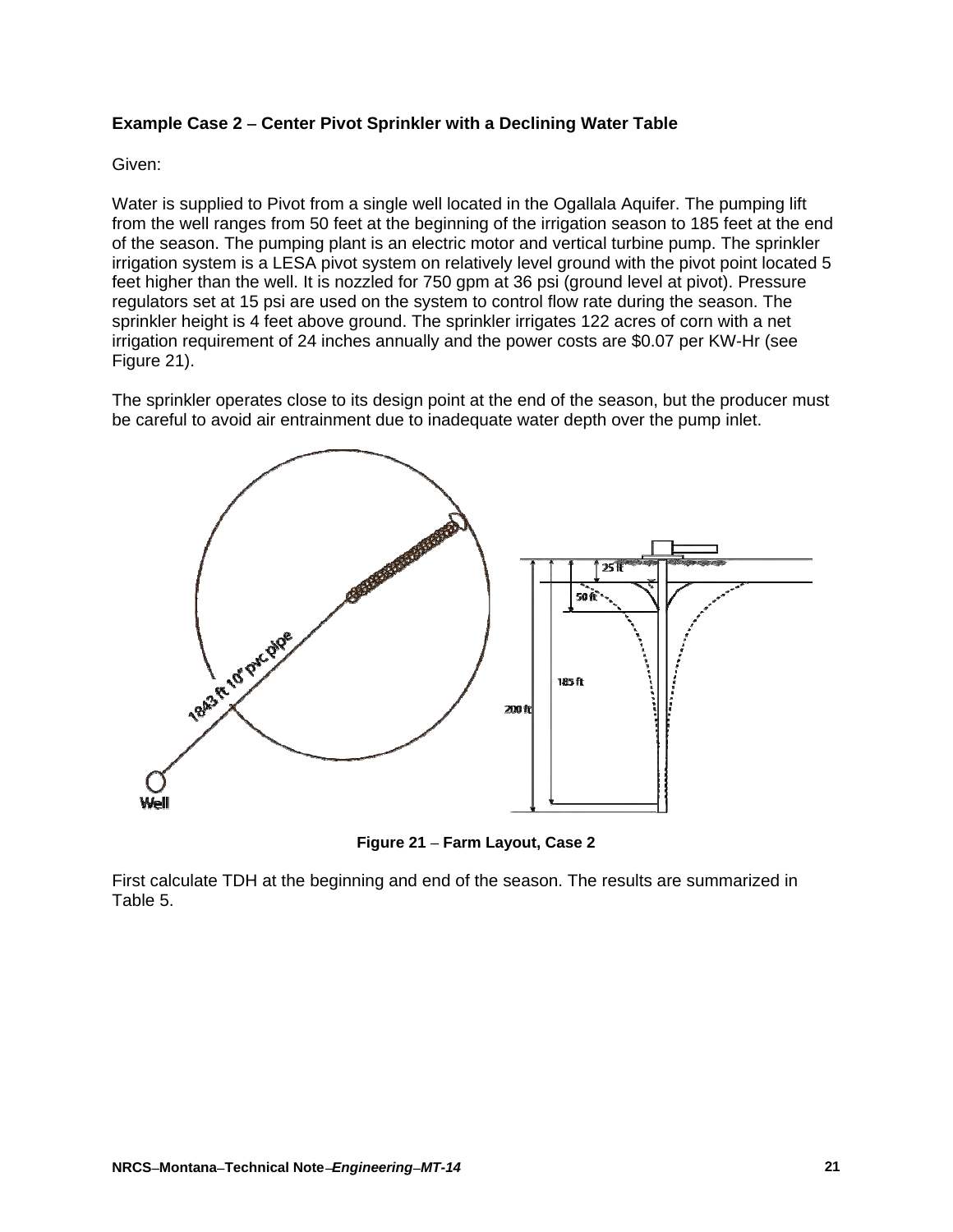**Example Case 2 – Center Pivot Sprinkler with a Declining Water Table**

Given:

Water is supplied to Pivot from a single well located in the Ogallala Aquifer. The pumping lift from the well ranges from 50 feet at the beginning of the irrigation season to 185 feet at the end of the season. The pumping plant is an electric motor and vertical turbine pump. The sprinkler irrigation system is a LESA pivot system on relatively level ground with the pivot point located 5 feet higher than the well. It is nozzled for 750 gpm at 36 psi (ground level at pivot). Pressure regulators set at 15 psi are used on the system to control flow rate during the season. The sprinkler height is 4 feet above ground. The sprinkler irrigates 122 acres of corn with a net irrigation requirement of 24 inches annually and the power costs are $0.07 per KW-Hr (see Figure 21).

The sprinkler operates close to its design point at the end of the season, but the producer must be careful to avoid air entrainment due to inadequate water depth over the pump inlet.

**Figure 21 – Farm Layout, Case 2**

First calculate TDH at the beginning and end of the season. The results are summarized in Table 5.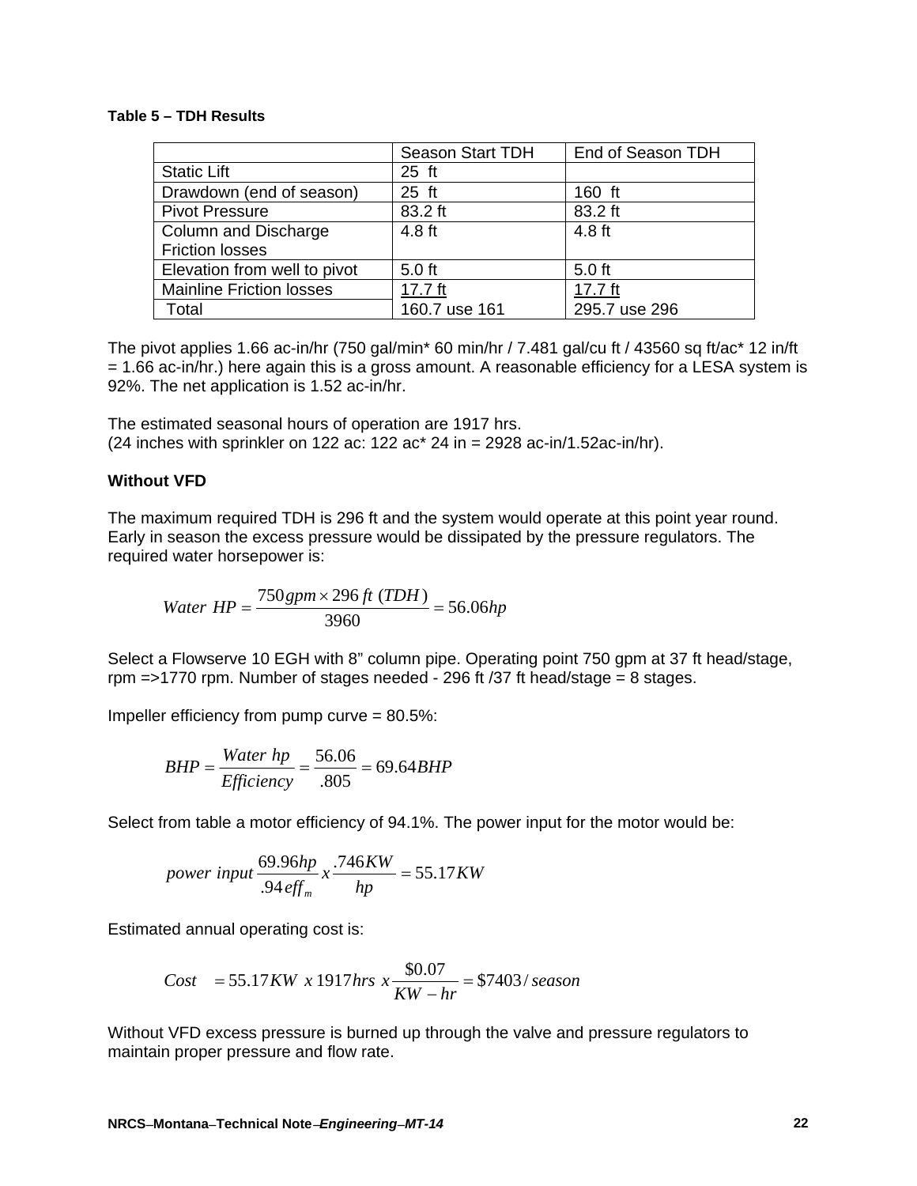**Table 5 – TDH Results**

| | Season Start TDH | End of Season TDH |
|---|---|---|
| Static Lift | 25 ft | |
| Drawdown (end of season) | 25 ft | 160 ft |
| Pivot Pressure | 83.2 ft | 83.2 ft |
| Column and Discharge Friction losses | 4.8 ft | 4.8 ft |
| Elevation from well to pivot | 5.0 ft | 5.0 ft |
| Mainline Friction losses | 17.7 ft | 17.7 ft |
| Total | 160.7 use 161 | 295.7 use 296 |

The pivot applies 1.66 ac-in/hr (750 gal/min* 60 min/hr / 7.481 gal/cu ft / 43560 sq ft/ac* 12 in/ft = 1.66 ac-in/hr.) here again this is a gross amount. A reasonable efficiency for a LESA system is 92%. The net application is 1.52 ac-in/hr.

The estimated seasonal hours of operation are 1917 hrs.
(24 inches with sprinkler on 122 ac: 122 ac* 24 in = 2928 ac-in/1.52ac-in/hr).

**Without VFD**

The maximum required TDH is 296 ft and the system would operate at this point year round. Early in season the excess pressure would be dissipated by the pressure regulators. The required water horsepower is:

$$Water\ HP = \frac{750 gpm \times 296\ ft\ (TDH)}{3960} = 56.06 hp$$

Select a Flowserve 10 EGH with 8" column pipe. Operating point 750 gpm at 37 ft head/stage, rpm =>1770 rpm. Number of stages needed - 296 ft /37 ft head/stage = 8 stages.

Impeller efficiency from pump curve = 80.5%:

$$BHP = \frac{Water\ hp}{Efficiency} = \frac{56.06}{.805} = 69.64 BHP$$

Select from table a motor efficiency of 94.1%. The power input for the motor would be:

$$power\ input\ \frac{69.96 hp}{.94 eff_m}\ x\ \frac{.746 KW}{hp} = 55.17 KW$$

Estimated annual operating cost is:

$$Cost\quad = 55.17 KW\ x\ 1917 hrs\ x\ \frac{\$0.07}{KW - hr} = \$7403 / season$$

Without VFD excess pressure is burned up through the valve and pressure regulators to maintain proper pressure and flow rate.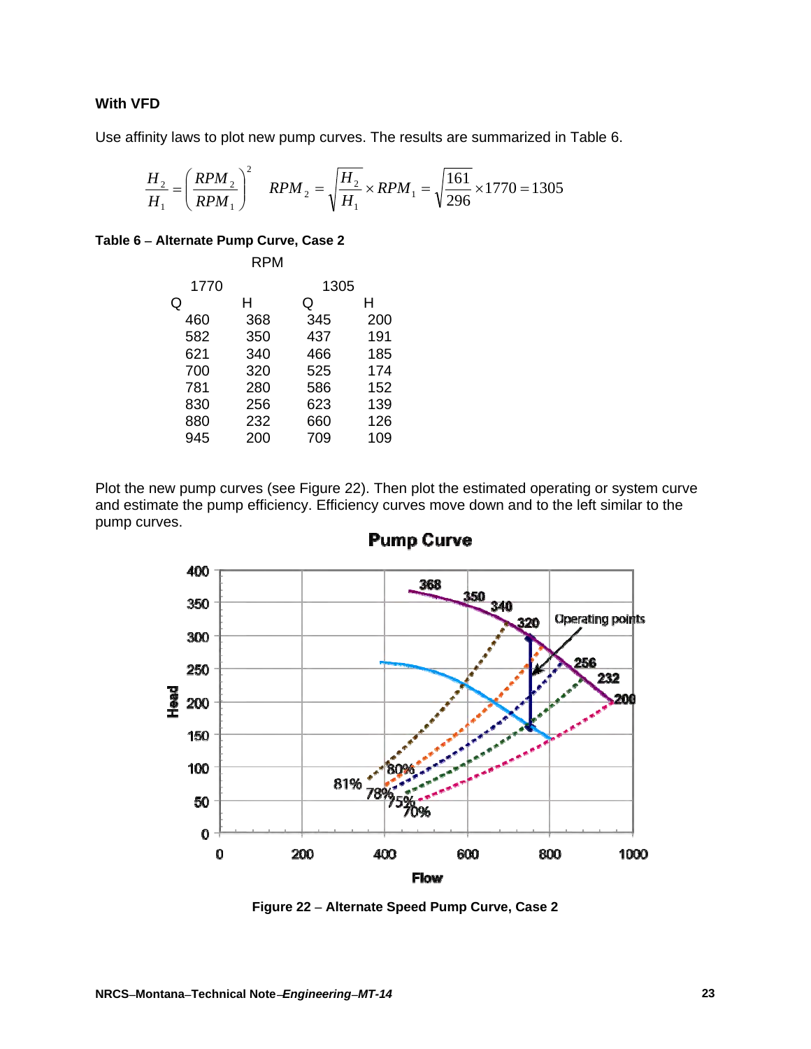**With VFD**

Use affinity laws to plot new pump curves. The results are summarized in Table 6.

$$\frac{H_2}{H_1} = \left(\frac{RPM_2}{RPM_1}\right)^2 \qquad RPM_2 = \sqrt{\frac{H_2}{H_1}} \times RPM_1 = \sqrt{\frac{161}{296}} \times 1770 = 1305$$

**Table 6 – Alternate Pump Curve, Case 2**

| RPM | | | |
|---|---|---|---|
| 1770 | | 1305 | |
| Q | H | Q | H |
| 460 | 368 | 345 | 200 |
| 582 | 350 | 437 | 191 |
| 621 | 340 | 466 | 185 |
| 700 | 320 | 525 | 174 |
| 781 | 280 | 586 | 152 |
| 830 | 256 | 623 | 139 |
| 880 | 232 | 660 | 126 |
| 945 | 200 | 709 | 109 |

Plot the new pump curves (see Figure 22). Then plot the estimated operating or system curve and estimate the pump efficiency. Efficiency curves move down and to the left similar to the pump curves.

**Figure 22 – Alternate Speed Pump Curve, Case 2**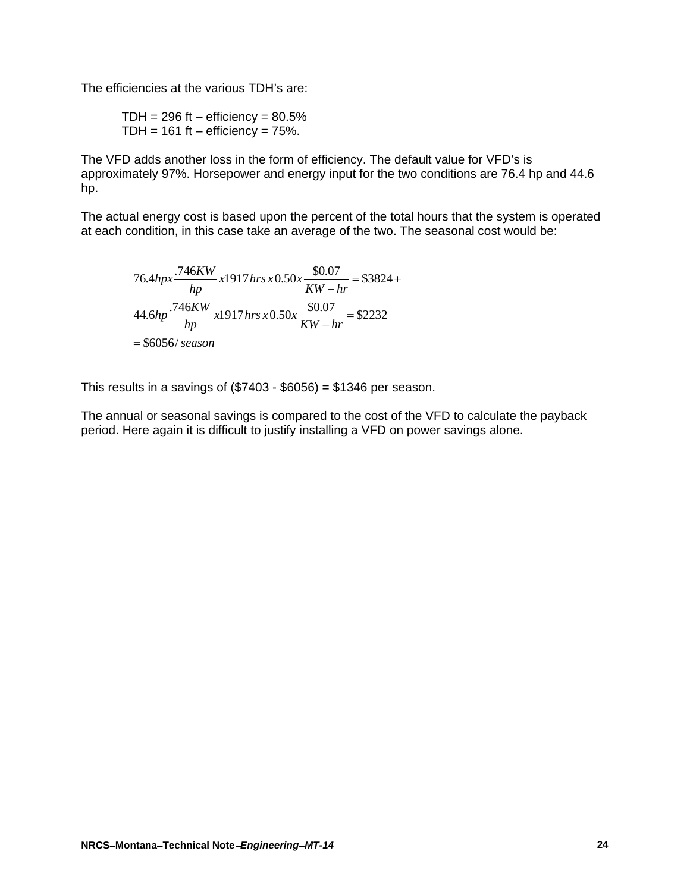The efficiencies at the various TDH's are:

TDH = 296 ft – efficiency = 80.5%
TDH = 161 ft – efficiency = 75%.

The VFD adds another loss in the form of efficiency. The default value for VFD's is approximately 97%. Horsepower and energy input for the two conditions are 76.4 hp and 44.6 hp.

The actual energy cost is based upon the percent of the total hours that the system is operated at each condition, in this case take an average of the two. The seasonal cost would be:

$$
\begin{aligned}
&76.4 hp x \frac{.746 KW}{hp} x 1917 hrs \, x \, 0.50 x \frac{\$0.07}{KW-hr} = \$3824 + \\
&44.6 hp \frac{.746 KW}{hp} x 1917 hrs \, x \, 0.50 x \frac{\$0.07}{KW-hr} = \$2232 \\
&= \$6056 / season
\end{aligned}
$$

This results in a savings of ($7403 - $6056) = $1346 per season.

The annual or seasonal savings is compared to the cost of the VFD to calculate the payback period. Here again it is difficult to justify installing a VFD on power savings alone.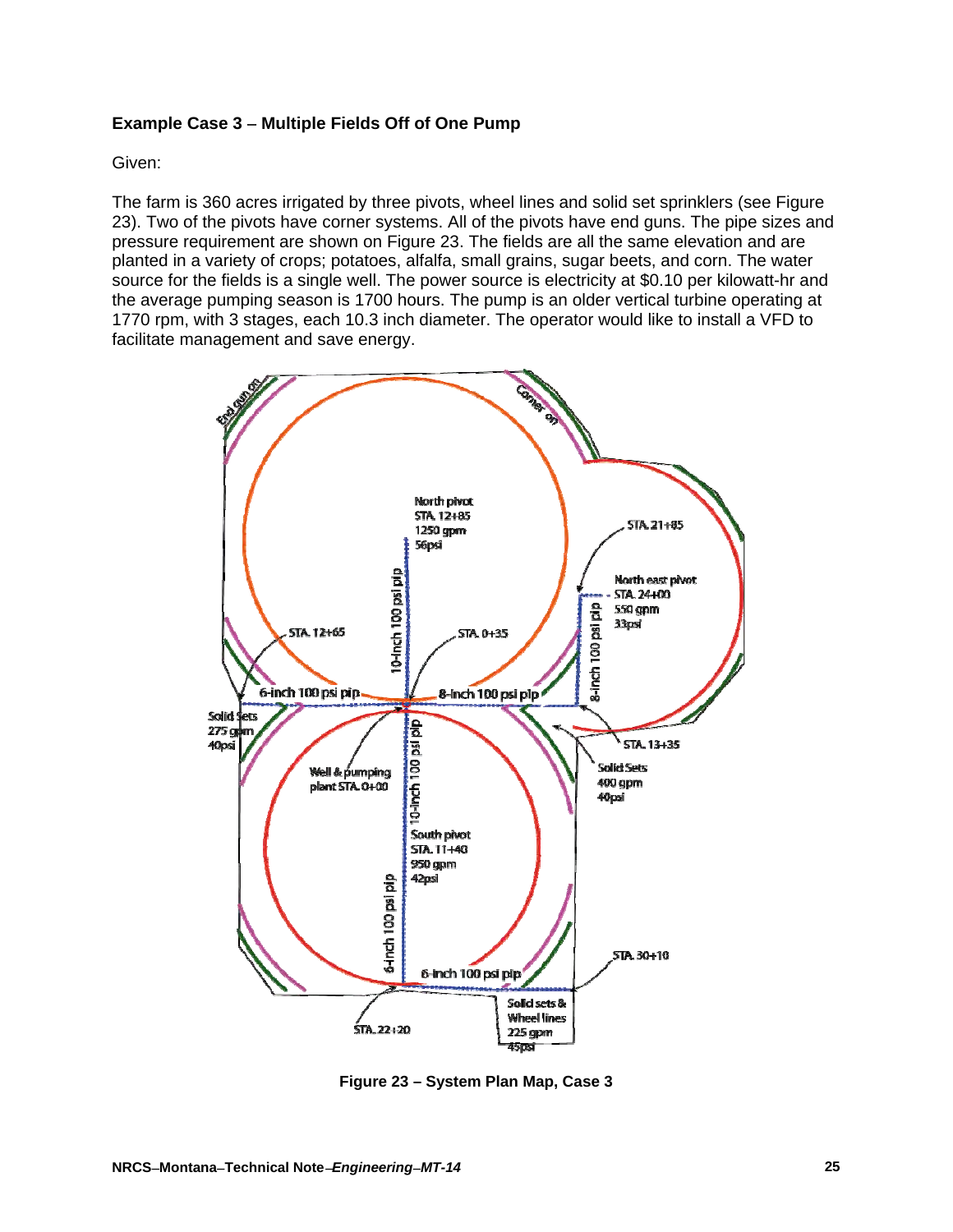**Example Case 3 – Multiple Fields Off of One Pump**

Given:

The farm is 360 acres irrigated by three pivots, wheel lines and solid set sprinklers (see Figure 23). Two of the pivots have corner systems. All of the pivots have end guns. The pipe sizes and pressure requirement are shown on Figure 23. The fields are all the same elevation and are planted in a variety of crops; potatoes, alfalfa, small grains, sugar beets, and corn. The water source for the fields is a single well. The power source is electricity at $0.10 per kilowatt-hr and the average pumping season is 1700 hours. The pump is an older vertical turbine operating at 1770 rpm, with 3 stages, each 10.3 inch diameter. The operator would like to install a VFD to facilitate management and save energy.

**Figure 23 – System Plan Map, Case 3**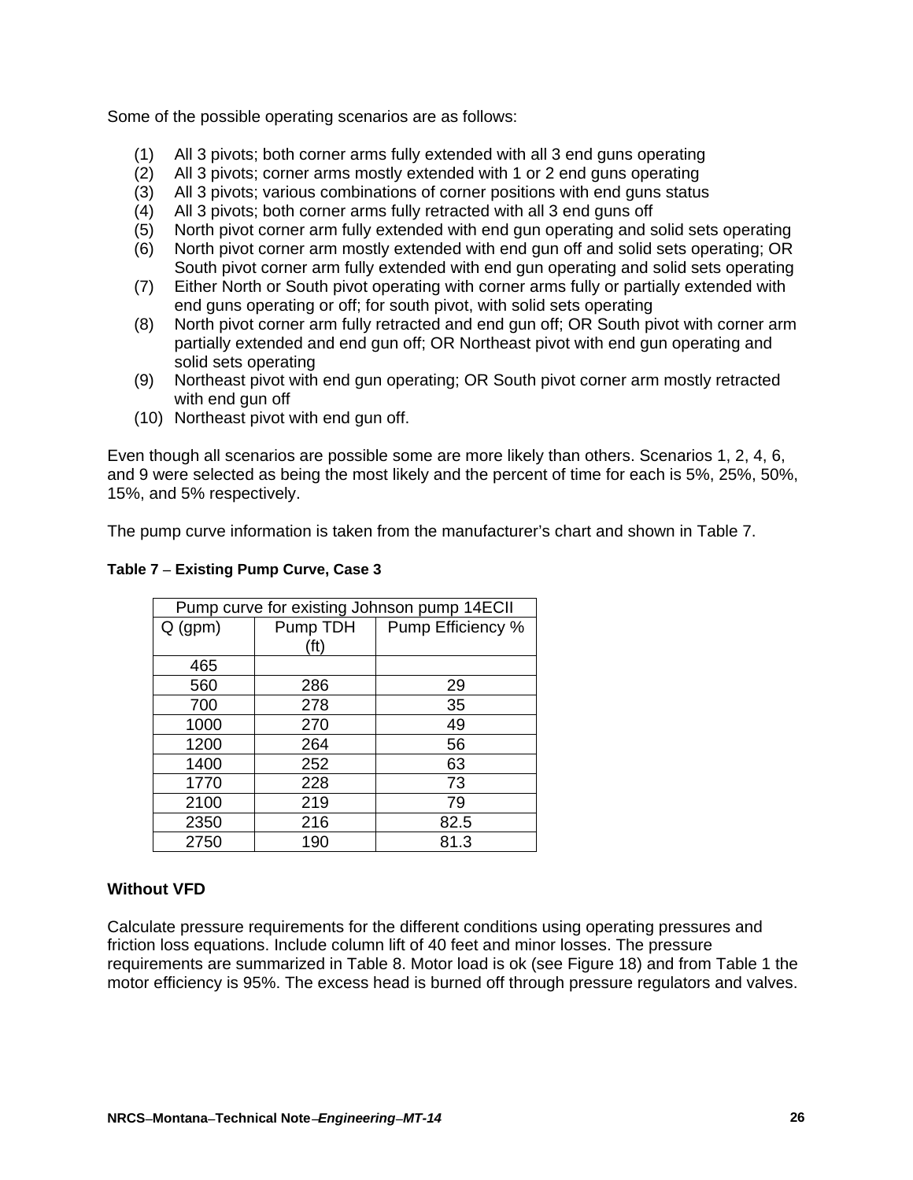Some of the possible operating scenarios are as follows:

(1) All 3 pivots; both corner arms fully extended with all 3 end guns operating
(2) All 3 pivots; corner arms mostly extended with 1 or 2 end guns operating
(3) All 3 pivots; various combinations of corner positions with end guns status
(4) All 3 pivots; both corner arms fully retracted with all 3 end guns off
(5) North pivot corner arm fully extended with end gun operating and solid sets operating
(6) North pivot corner arm mostly extended with end gun off and solid sets operating; OR South pivot corner arm fully extended with end gun operating and solid sets operating
(7) Either North or South pivot operating with corner arms fully or partially extended with end guns operating or off; for south pivot, with solid sets operating
(8) North pivot corner arm fully retracted and end gun off; OR South pivot with corner arm partially extended and end gun off; OR Northeast pivot with end gun operating and solid sets operating
(9) Northeast pivot with end gun operating; OR South pivot corner arm mostly retracted with end gun off
(10) Northeast pivot with end gun off.

Even though all scenarios are possible some are more likely than others. Scenarios 1, 2, 4, 6, and 9 were selected as being the most likely and the percent of time for each is 5%, 25%, 50%, 15%, and 5% respectively.

The pump curve information is taken from the manufacturer's chart and shown in Table 7.

**Table 7 – Existing Pump Curve, Case 3**

| Pump curve for existing Johnson pump 14ECII | | |
|---|---|---|
| Q (gpm) | Pump TDH (ft) | Pump Efficiency % |
| 465 | | |
| 560 | 286 | 29 |
| 700 | 278 | 35 |
| 1000 | 270 | 49 |
| 1200 | 264 | 56 |
| 1400 | 252 | 63 |
| 1770 | 228 | 73 |
| 2100 | 219 | 79 |
| 2350 | 216 | 82.5 |
| 2750 | 190 | 81.3 |

### Without VFD

Calculate pressure requirements for the different conditions using operating pressures and friction loss equations. Include column lift of 40 feet and minor losses. The pressure requirements are summarized in Table 8. Motor load is ok (see Figure 18) and from Table 1 the motor efficiency is 95%. The excess head is burned off through pressure regulators and valves.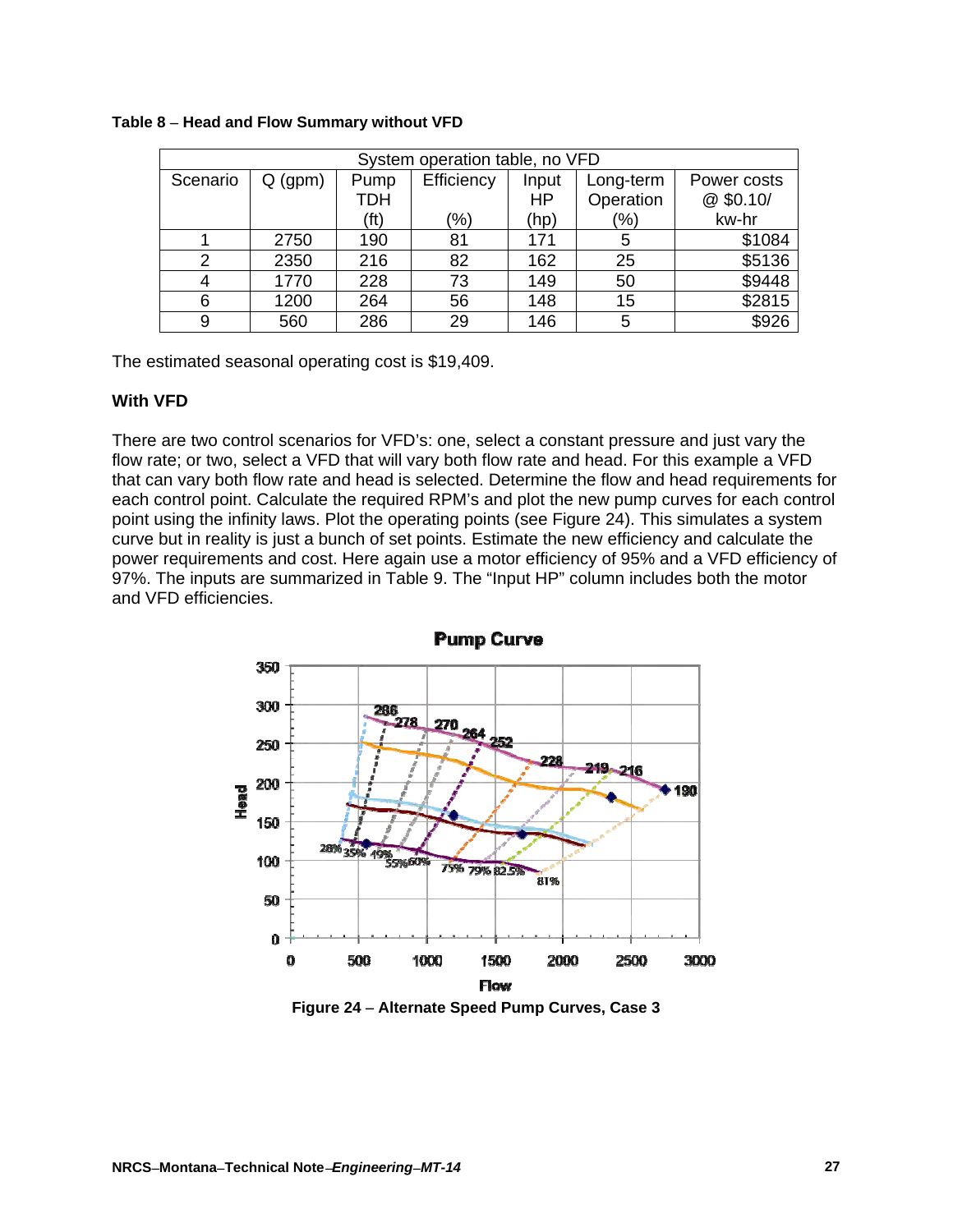**Table 8** – **Head and Flow Summary without VFD**

| System operation table, no VFD | | | | | | |
|---|---|---|---|---|---|---|
| Scenario | Q (gpm) | Pump TDH (ft) | Efficiency (%) | Input HP (hp) | Long-term Operation (%) | Power costs @ $0.10/ kw-hr |
| 1 | 2750 | 190 | 81 | 171 | 5 | $1084 |
| 2 | 2350 | 216 | 82 | 162 | 25 | $5136 |
| 4 | 1770 | 228 | 73 | 149 | 50 | $9448 |
| 6 | 1200 | 264 | 56 | 148 | 15 | $2815 |
| 9 | 560 | 286 | 29 | 146 | 5 | $926 |

The estimated seasonal operating cost is $19,409.

### With VFD

There are two control scenarios for VFD's: one, select a constant pressure and just vary the flow rate; or two, select a VFD that will vary both flow rate and head. For this example a VFD that can vary both flow rate and head is selected. Determine the flow and head requirements for each control point. Calculate the required RPM's and plot the new pump curves for each control point using the infinity laws. Plot the operating points (see Figure 24). This simulates a system curve but in reality is just a bunch of set points. Estimate the new efficiency and calculate the power requirements and cost. Here again use a motor efficiency of 95% and a VFD efficiency of 97%. The inputs are summarized in Table 9. The "Input HP" column includes both the motor and VFD efficiencies.

**Figure 24** – **Alternate Speed Pump Curves, Case 3**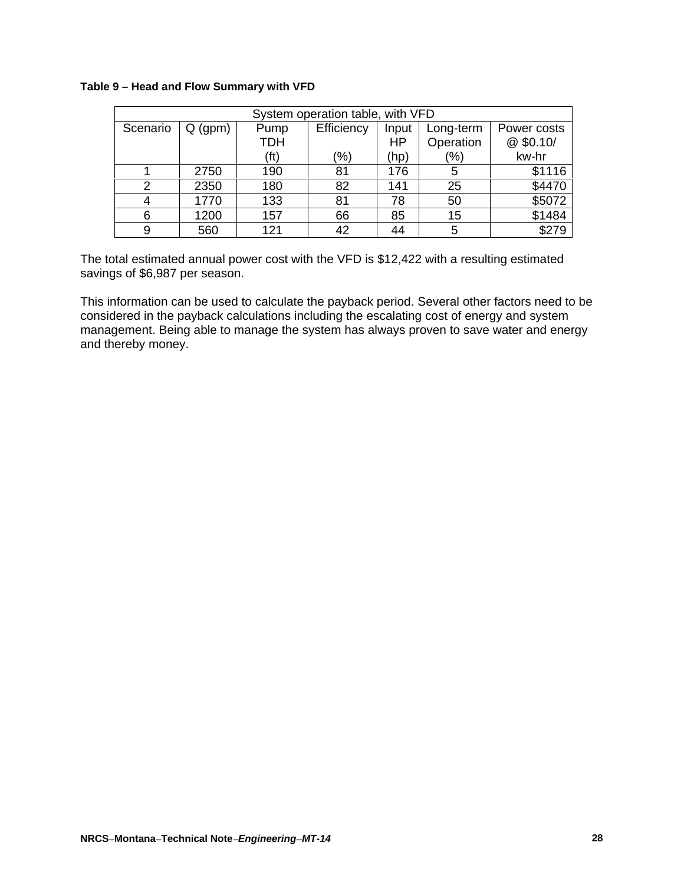**Table 9 – Head and Flow Summary with VFD**

| System operation table, with VFD | | | | | | |
|---|---|---|---|---|---|---|
| Scenario | Q (gpm) | Pump TDH (ft) | Efficiency (%) | Input HP (hp) | Long-term Operation (%) | Power costs @ $0.10/ kw-hr |
| 1 | 2750 | 190 | 81 | 176 | 5 | $1116 |
| 2 | 2350 | 180 | 82 | 141 | 25 | $4470 |
| 4 | 1770 | 133 | 81 | 78 | 50 | $5072 |
| 6 | 1200 | 157 | 66 | 85 | 15 | $1484 |
| 9 | 560 | 121 | 42 | 44 | 5 | $279 |

The total estimated annual power cost with the VFD is $12,422 with a resulting estimated savings of $6,987 per season.

This information can be used to calculate the payback period. Several other factors need to be considered in the payback calculations including the escalating cost of energy and system management. Being able to manage the system has always proven to save water and energy and thereby money.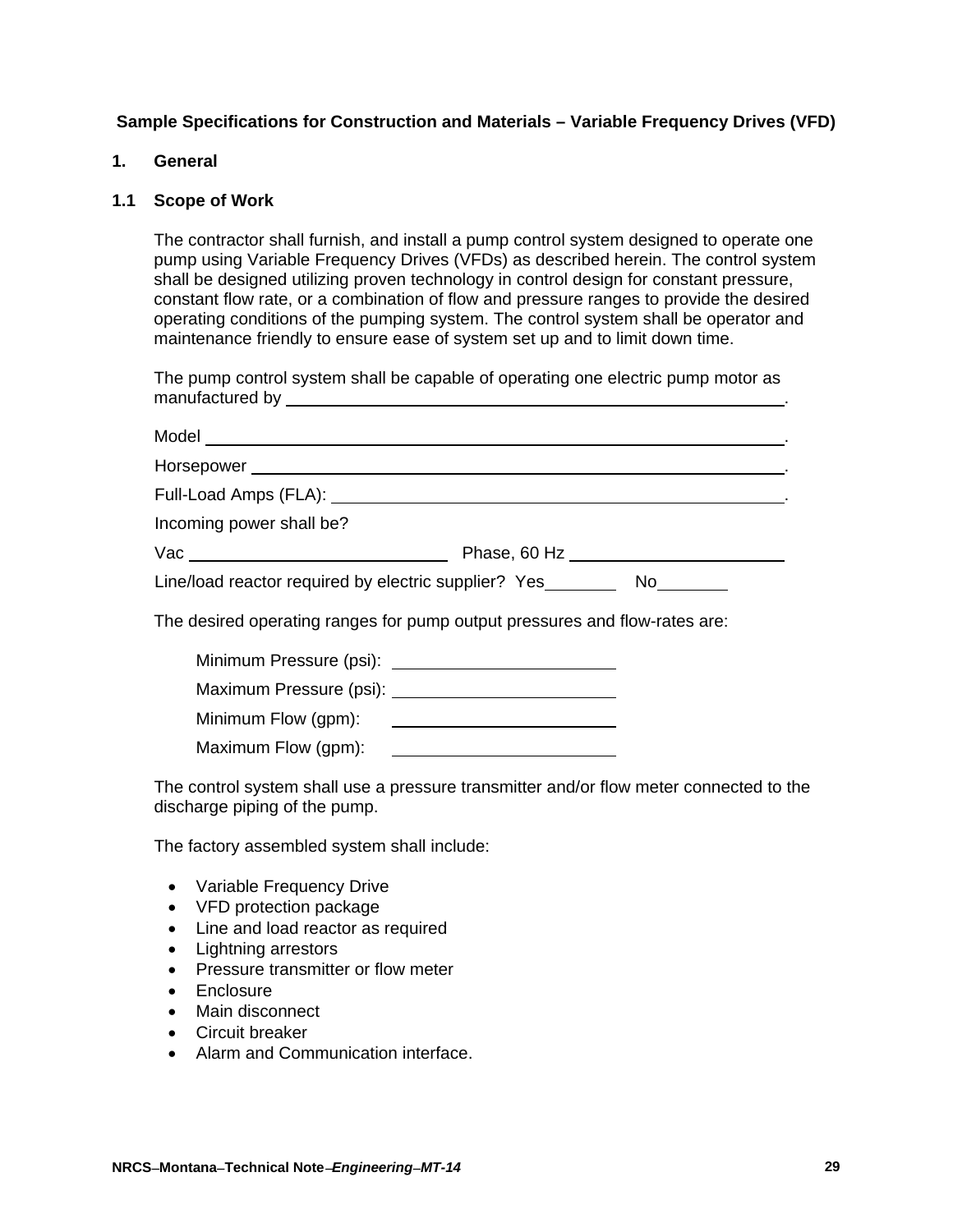**Sample Specifications for Construction and Materials – Variable Frequency Drives (VFD)**

## 1. General

### 1.1 Scope of Work

The contractor shall furnish, and install a pump control system designed to operate one pump using Variable Frequency Drives (VFDs) as described herein. The control system shall be designed utilizing proven technology in control design for constant pressure, constant flow rate, or a combination of flow and pressure ranges to provide the desired operating conditions of the pumping system. The control system shall be operator and maintenance friendly to ensure ease of system set up and to limit down time.

The pump control system shall be capable of operating one electric pump motor as manufactured by ______________________________________________.

Model ______________________________________________________.

Horsepower __________________________________________________.

Full-Load Amps (FLA): _______________________________________.

Incoming power shall be?

Vac ______________________ Phase, 60 Hz ____________________

Line/load reactor required by electric supplier? Yes_______ No_______

The desired operating ranges for pump output pressures and flow-rates are:

Minimum Pressure (psi): ____________________

Maximum Pressure (psi): ____________________

Minimum Flow (gpm): ____________________

Maximum Flow (gpm): ____________________

The control system shall use a pressure transmitter and/or flow meter connected to the discharge piping of the pump.

The factory assembled system shall include:

- Variable Frequency Drive
- VFD protection package
- Line and load reactor as required
- Lightning arrestors
- Pressure transmitter or flow meter
- Enclosure
- Main disconnect
- Circuit breaker
- Alarm and Communication interface.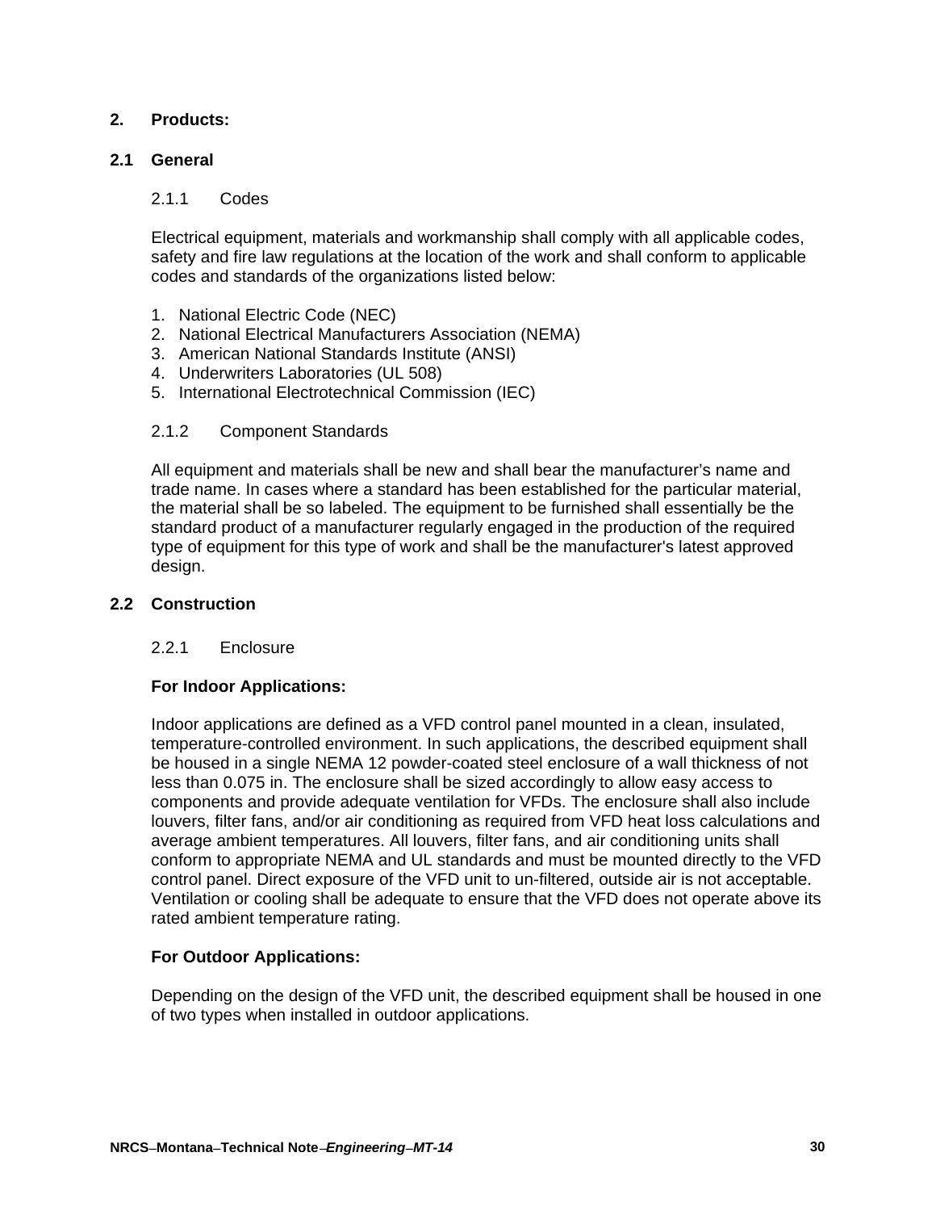## 2. Products:

### 2.1 General

#### 2.1.1 Codes

Electrical equipment, materials and workmanship shall comply with all applicable codes, safety and fire law regulations at the location of the work and shall conform to applicable codes and standards of the organizations listed below:

1. National Electric Code (NEC)
2. National Electrical Manufacturers Association (NEMA)
3. American National Standards Institute (ANSI)
4. Underwriters Laboratories (UL 508)
5. International Electrotechnical Commission (IEC)

#### 2.1.2 Component Standards

All equipment and materials shall be new and shall bear the manufacturer's name and trade name. In cases where a standard has been established for the particular material, the material shall be so labeled. The equipment to be furnished shall essentially be the standard product of a manufacturer regularly engaged in the production of the required type of equipment for this type of work and shall be the manufacturer's latest approved design.

### 2.2 Construction

#### 2.2.1 Enclosure

**For Indoor Applications:**

Indoor applications are defined as a VFD control panel mounted in a clean, insulated, temperature-controlled environment. In such applications, the described equipment shall be housed in a single NEMA 12 powder-coated steel enclosure of a wall thickness of not less than 0.075 in. The enclosure shall be sized accordingly to allow easy access to components and provide adequate ventilation for VFDs. The enclosure shall also include louvers, filter fans, and/or air conditioning as required from VFD heat loss calculations and average ambient temperatures. All louvers, filter fans, and air conditioning units shall conform to appropriate NEMA and UL standards and must be mounted directly to the VFD control panel. Direct exposure of the VFD unit to un-filtered, outside air is not acceptable. Ventilation or cooling shall be adequate to ensure that the VFD does not operate above its rated ambient temperature rating.

**For Outdoor Applications:**

Depending on the design of the VFD unit, the described equipment shall be housed in one of two types when installed in outdoor applications.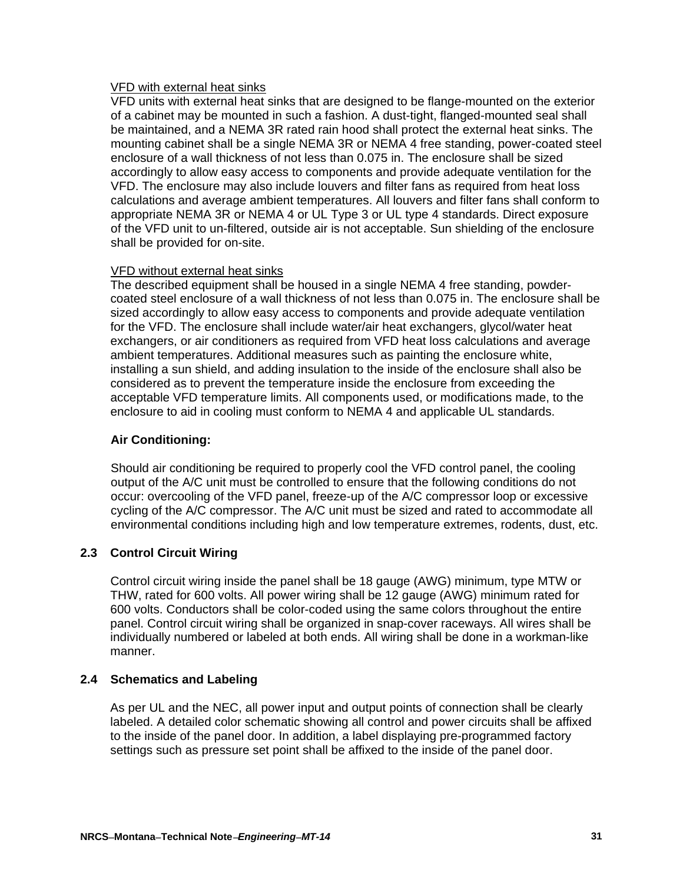VFD with external heat sinks

VFD units with external heat sinks that are designed to be flange-mounted on the exterior of a cabinet may be mounted in such a fashion. A dust-tight, flanged-mounted seal shall be maintained, and a NEMA 3R rated rain hood shall protect the external heat sinks. The mounting cabinet shall be a single NEMA 3R or NEMA 4 free standing, power-coated steel enclosure of a wall thickness of not less than 0.075 in. The enclosure shall be sized accordingly to allow easy access to components and provide adequate ventilation for the VFD. The enclosure may also include louvers and filter fans as required from heat loss calculations and average ambient temperatures. All louvers and filter fans shall conform to appropriate NEMA 3R or NEMA 4 or UL Type 3 or UL type 4 standards. Direct exposure of the VFD unit to un-filtered, outside air is not acceptable. Sun shielding of the enclosure shall be provided for on-site.

VFD without external heat sinks

The described equipment shall be housed in a single NEMA 4 free standing, powder-coated steel enclosure of a wall thickness of not less than 0.075 in. The enclosure shall be sized accordingly to allow easy access to components and provide adequate ventilation for the VFD. The enclosure shall include water/air heat exchangers, glycol/water heat exchangers, or air conditioners as required from VFD heat loss calculations and average ambient temperatures. Additional measures such as painting the enclosure white, installing a sun shield, and adding insulation to the inside of the enclosure shall also be considered as to prevent the temperature inside the enclosure from exceeding the acceptable VFD temperature limits. All components used, or modifications made, to the enclosure to aid in cooling must conform to NEMA 4 and applicable UL standards.

**Air Conditioning:**

Should air conditioning be required to properly cool the VFD control panel, the cooling output of the A/C unit must be controlled to ensure that the following conditions do not occur: overcooling of the VFD panel, freeze-up of the A/C compressor loop or excessive cycling of the A/C compressor. The A/C unit must be sized and rated to accommodate all environmental conditions including high and low temperature extremes, rodents, dust, etc.

## 2.3 Control Circuit Wiring

Control circuit wiring inside the panel shall be 18 gauge (AWG) minimum, type MTW or THW, rated for 600 volts. All power wiring shall be 12 gauge (AWG) minimum rated for 600 volts. Conductors shall be color-coded using the same colors throughout the entire panel. Control circuit wiring shall be organized in snap-cover raceways. All wires shall be individually numbered or labeled at both ends. All wiring shall be done in a workman-like manner.

## 2.4 Schematics and Labeling

As per UL and the NEC, all power input and output points of connection shall be clearly labeled. A detailed color schematic showing all control and power circuits shall be affixed to the inside of the panel door. In addition, a label displaying pre-programmed factory settings such as pressure set point shall be affixed to the inside of the panel door.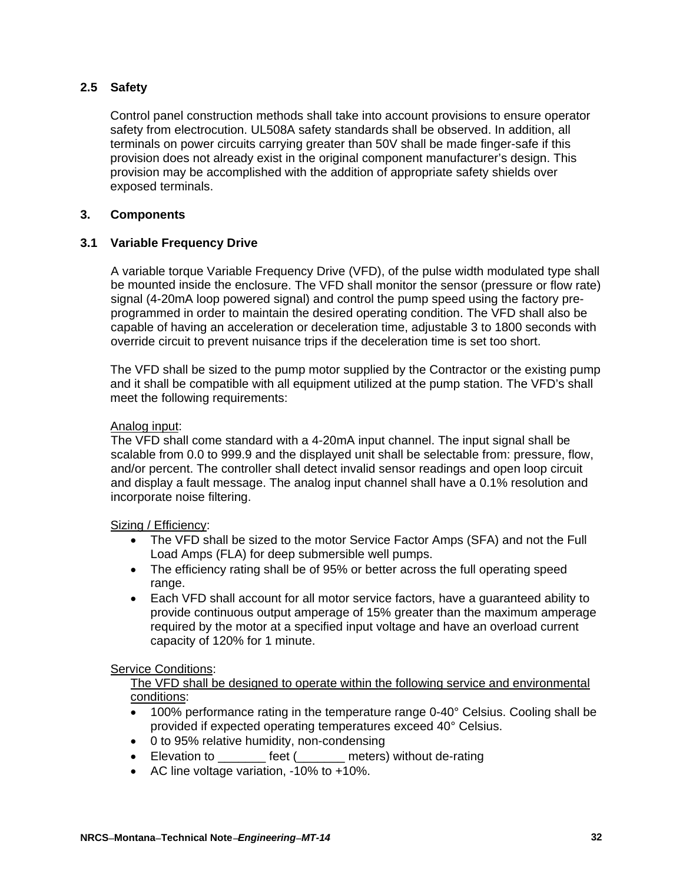## 2.5 Safety

Control panel construction methods shall take into account provisions to ensure operator safety from electrocution. UL508A safety standards shall be observed. In addition, all terminals on power circuits carrying greater than 50V shall be made finger-safe if this provision does not already exist in the original component manufacturer's design. This provision may be accomplished with the addition of appropriate safety shields over exposed terminals.

## 3. Components

### 3.1 Variable Frequency Drive

A variable torque Variable Frequency Drive (VFD), of the pulse width modulated type shall be mounted inside the enclosure. The VFD shall monitor the sensor (pressure or flow rate) signal (4-20mA loop powered signal) and control the pump speed using the factory pre-programmed in order to maintain the desired operating condition. The VFD shall also be capable of having an acceleration or deceleration time, adjustable 3 to 1800 seconds with override circuit to prevent nuisance trips if the deceleration time is set too short.

The VFD shall be sized to the pump motor supplied by the Contractor or the existing pump and it shall be compatible with all equipment utilized at the pump station. The VFD's shall meet the following requirements:

<u>Analog input</u>:
The VFD shall come standard with a 4-20mA input channel. The input signal shall be scalable from 0.0 to 999.9 and the displayed unit shall be selectable from: pressure, flow, and/or percent. The controller shall detect invalid sensor readings and open loop circuit and display a fault message. The analog input channel shall have a 0.1% resolution and incorporate noise filtering.

<u>Sizing / Efficiency</u>:

- The VFD shall be sized to the motor Service Factor Amps (SFA) and not the Full Load Amps (FLA) for deep submersible well pumps.
- The efficiency rating shall be of 95% or better across the full operating speed range.
- Each VFD shall account for all motor service factors, have a guaranteed ability to provide continuous output amperage of 15% greater than the maximum amperage required by the motor at a specified input voltage and have an overload current capacity of 120% for 1 minute.

<u>Service Conditions</u>:

<u>The VFD shall be designed to operate within the following service and environmental conditions</u>:

- 100% performance rating in the temperature range 0-40° Celsius. Cooling shall be provided if expected operating temperatures exceed 40° Celsius.
- 0 to 95% relative humidity, non-condensing
- Elevation to _______ feet (_______ meters) without de-rating
- AC line voltage variation, -10% to +10%.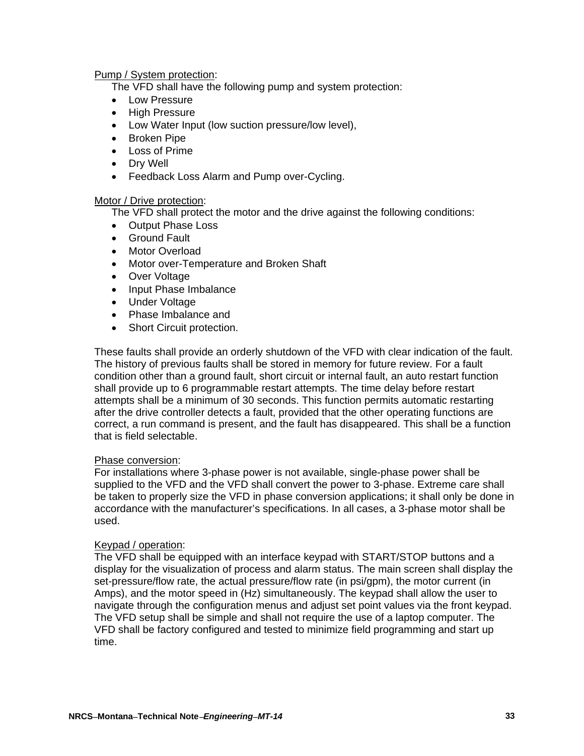Pump / System protection:

The VFD shall have the following pump and system protection:

- Low Pressure
- High Pressure
- Low Water Input (low suction pressure/low level),
- Broken Pipe
- Loss of Prime
- Dry Well
- Feedback Loss Alarm and Pump over-Cycling.

Motor / Drive protection:

The VFD shall protect the motor and the drive against the following conditions:

- Output Phase Loss
- Ground Fault
- Motor Overload
- Motor over-Temperature and Broken Shaft
- Over Voltage
- Input Phase Imbalance
- Under Voltage
- Phase Imbalance and
- Short Circuit protection.

These faults shall provide an orderly shutdown of the VFD with clear indication of the fault. The history of previous faults shall be stored in memory for future review. For a fault condition other than a ground fault, short circuit or internal fault, an auto restart function shall provide up to 6 programmable restart attempts. The time delay before restart attempts shall be a minimum of 30 seconds. This function permits automatic restarting after the drive controller detects a fault, provided that the other operating functions are correct, a run command is present, and the fault has disappeared. This shall be a function that is field selectable.

Phase conversion:

For installations where 3-phase power is not available, single-phase power shall be supplied to the VFD and the VFD shall convert the power to 3-phase. Extreme care shall be taken to properly size the VFD in phase conversion applications; it shall only be done in accordance with the manufacturer's specifications. In all cases, a 3-phase motor shall be used.

Keypad / operation:

The VFD shall be equipped with an interface keypad with START/STOP buttons and a display for the visualization of process and alarm status. The main screen shall display the set-pressure/flow rate, the actual pressure/flow rate (in psi/gpm), the motor current (in Amps), and the motor speed in (Hz) simultaneously. The keypad shall allow the user to navigate through the configuration menus and adjust set point values via the front keypad. The VFD setup shall be simple and shall not require the use of a laptop computer. The VFD shall be factory configured and tested to minimize field programming and start up time.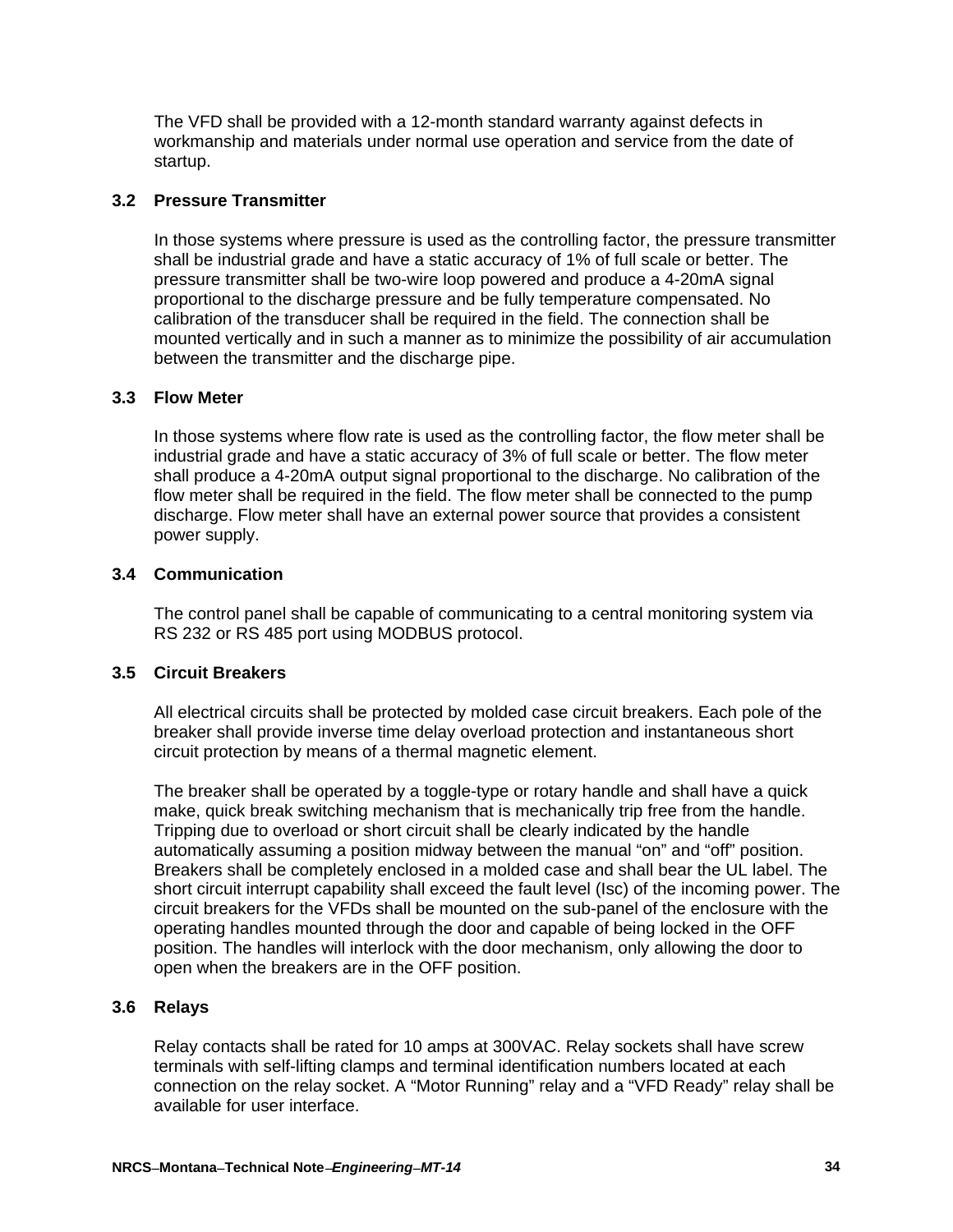The VFD shall be provided with a 12-month standard warranty against defects in workmanship and materials under normal use operation and service from the date of startup.

### 3.2 Pressure Transmitter

In those systems where pressure is used as the controlling factor, the pressure transmitter shall be industrial grade and have a static accuracy of 1% of full scale or better. The pressure transmitter shall be two-wire loop powered and produce a 4-20mA signal proportional to the discharge pressure and be fully temperature compensated. No calibration of the transducer shall be required in the field. The connection shall be mounted vertically and in such a manner as to minimize the possibility of air accumulation between the transmitter and the discharge pipe.

### 3.3 Flow Meter

In those systems where flow rate is used as the controlling factor, the flow meter shall be industrial grade and have a static accuracy of 3% of full scale or better. The flow meter shall produce a 4-20mA output signal proportional to the discharge. No calibration of the flow meter shall be required in the field. The flow meter shall be connected to the pump discharge. Flow meter shall have an external power source that provides a consistent power supply.

### 3.4 Communication

The control panel shall be capable of communicating to a central monitoring system via RS 232 or RS 485 port using MODBUS protocol.

### 3.5 Circuit Breakers

All electrical circuits shall be protected by molded case circuit breakers. Each pole of the breaker shall provide inverse time delay overload protection and instantaneous short circuit protection by means of a thermal magnetic element.

The breaker shall be operated by a toggle-type or rotary handle and shall have a quick make, quick break switching mechanism that is mechanically trip free from the handle. Tripping due to overload or short circuit shall be clearly indicated by the handle automatically assuming a position midway between the manual “on” and “off” position. Breakers shall be completely enclosed in a molded case and shall bear the UL label. The short circuit interrupt capability shall exceed the fault level (Isc) of the incoming power. The circuit breakers for the VFDs shall be mounted on the sub-panel of the enclosure with the operating handles mounted through the door and capable of being locked in the OFF position. The handles will interlock with the door mechanism, only allowing the door to open when the breakers are in the OFF position.

### 3.6 Relays

Relay contacts shall be rated for 10 amps at 300VAC. Relay sockets shall have screw terminals with self-lifting clamps and terminal identification numbers located at each connection on the relay socket. A “Motor Running” relay and a “VFD Ready” relay shall be available for user interface.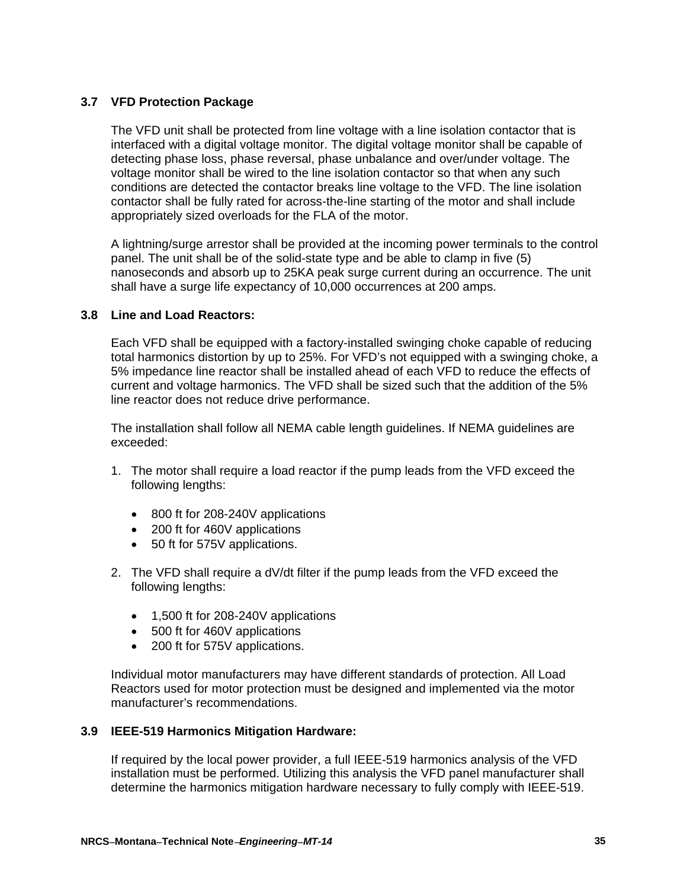### 3.7 VFD Protection Package

The VFD unit shall be protected from line voltage with a line isolation contactor that is interfaced with a digital voltage monitor. The digital voltage monitor shall be capable of detecting phase loss, phase reversal, phase unbalance and over/under voltage. The voltage monitor shall be wired to the line isolation contactor so that when any such conditions are detected the contactor breaks line voltage to the VFD. The line isolation contactor shall be fully rated for across-the-line starting of the motor and shall include appropriately sized overloads for the FLA of the motor.

A lightning/surge arrestor shall be provided at the incoming power terminals to the control panel. The unit shall be of the solid-state type and be able to clamp in five (5) nanoseconds and absorb up to 25KA peak surge current during an occurrence. The unit shall have a surge life expectancy of 10,000 occurrences at 200 amps.

### 3.8 Line and Load Reactors:

Each VFD shall be equipped with a factory-installed swinging choke capable of reducing total harmonics distortion by up to 25%. For VFD's not equipped with a swinging choke, a 5% impedance line reactor shall be installed ahead of each VFD to reduce the effects of current and voltage harmonics. The VFD shall be sized such that the addition of the 5% line reactor does not reduce drive performance.

The installation shall follow all NEMA cable length guidelines. If NEMA guidelines are exceeded:

1. The motor shall require a load reactor if the pump leads from the VFD exceed the following lengths:

   - 800 ft for 208-240V applications
   - 200 ft for 460V applications
   - 50 ft for 575V applications.

2. The VFD shall require a dV/dt filter if the pump leads from the VFD exceed the following lengths:

   - 1,500 ft for 208-240V applications
   - 500 ft for 460V applications
   - 200 ft for 575V applications.

Individual motor manufacturers may have different standards of protection. All Load Reactors used for motor protection must be designed and implemented via the motor manufacturer's recommendations.

### 3.9 IEEE-519 Harmonics Mitigation Hardware:

If required by the local power provider, a full IEEE-519 harmonics analysis of the VFD installation must be performed. Utilizing this analysis the VFD panel manufacturer shall determine the harmonics mitigation hardware necessary to fully comply with IEEE-519.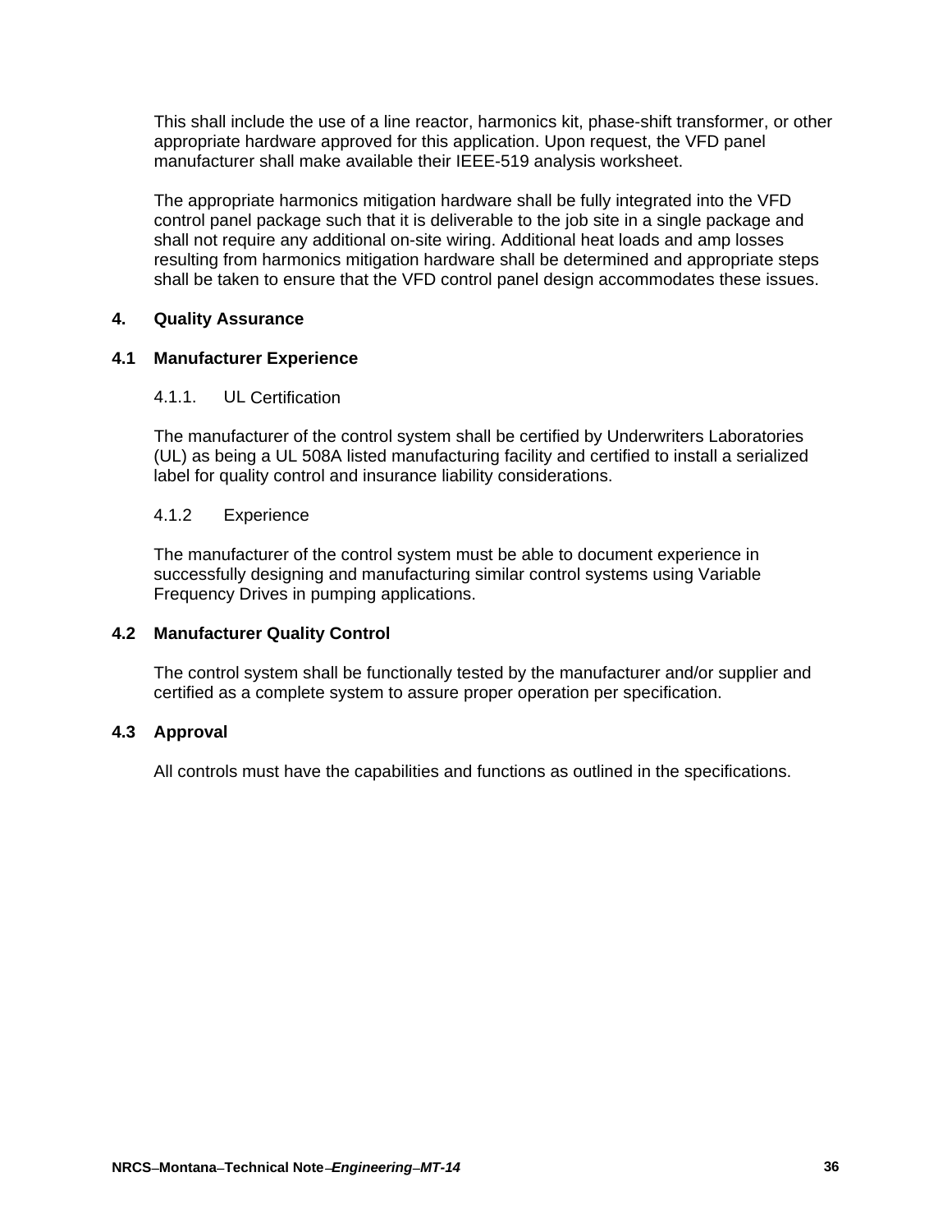This shall include the use of a line reactor, harmonics kit, phase-shift transformer, or other appropriate hardware approved for this application. Upon request, the VFD panel manufacturer shall make available their IEEE-519 analysis worksheet.

The appropriate harmonics mitigation hardware shall be fully integrated into the VFD control panel package such that it is deliverable to the job site in a single package and shall not require any additional on-site wiring. Additional heat loads and amp losses resulting from harmonics mitigation hardware shall be determined and appropriate steps shall be taken to ensure that the VFD control panel design accommodates these issues.

## 4. Quality Assurance

### 4.1 Manufacturer Experience

4.1.1. UL Certification

The manufacturer of the control system shall be certified by Underwriters Laboratories (UL) as being a UL 508A listed manufacturing facility and certified to install a serialized label for quality control and insurance liability considerations.

4.1.2 Experience

The manufacturer of the control system must be able to document experience in successfully designing and manufacturing similar control systems using Variable Frequency Drives in pumping applications.

### 4.2 Manufacturer Quality Control

The control system shall be functionally tested by the manufacturer and/or supplier and certified as a complete system to assure proper operation per specification.

### 4.3 Approval

All controls must have the capabilities and functions as outlined in the specifications.